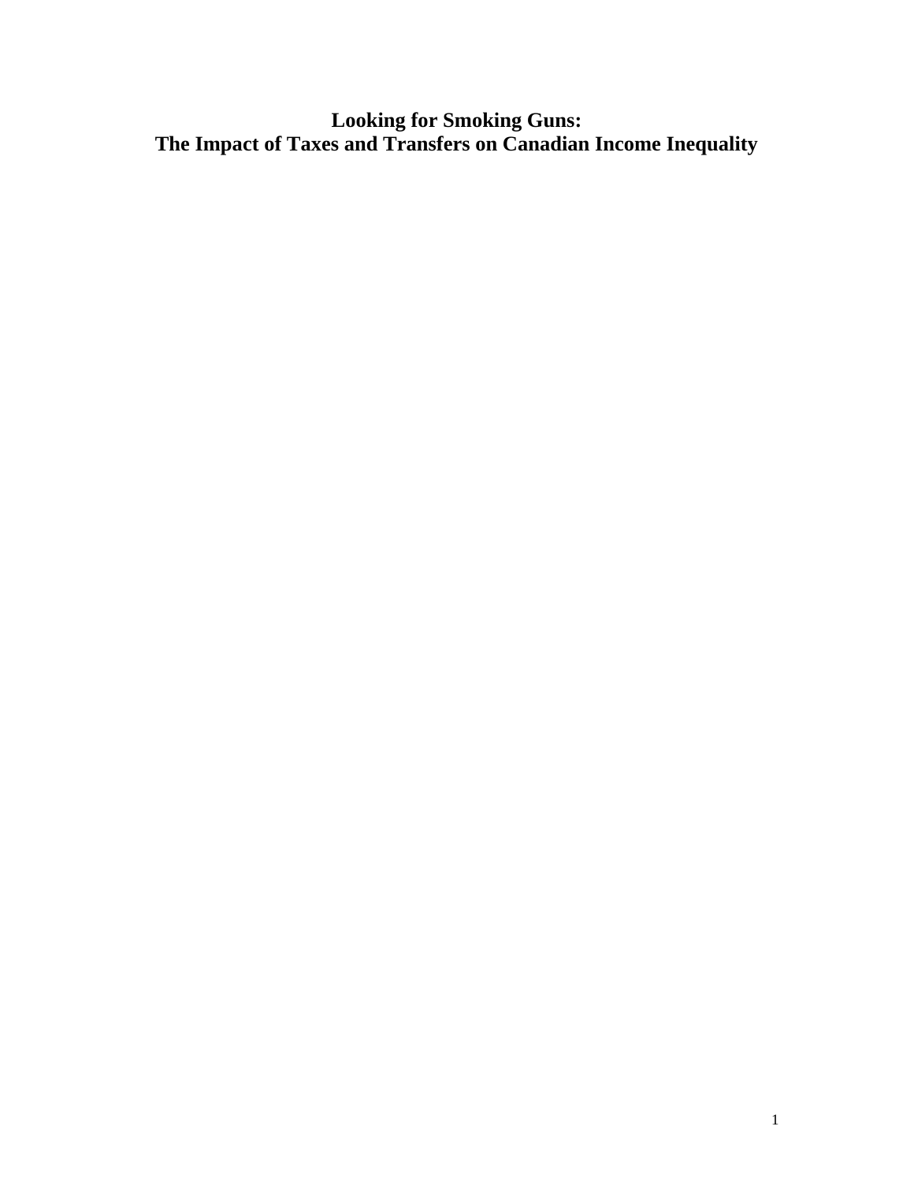# Looking for Smoking Guns:
# The Impact of Taxes and Transfers on Canadian Income Inequality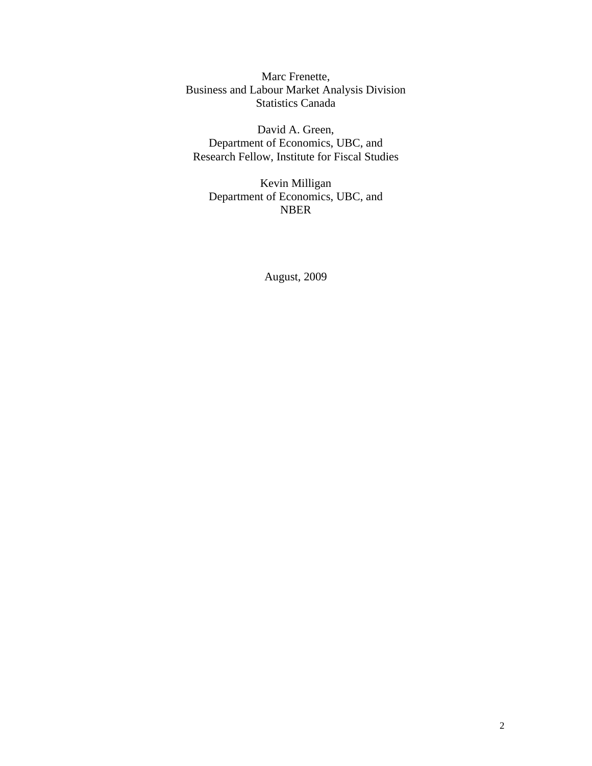Marc Frenette,
Business and Labour Market Analysis Division
Statistics Canada

David A. Green,
Department of Economics, UBC, and
Research Fellow, Institute for Fiscal Studies

Kevin Milligan
Department of Economics, UBC, and
NBER

August, 2009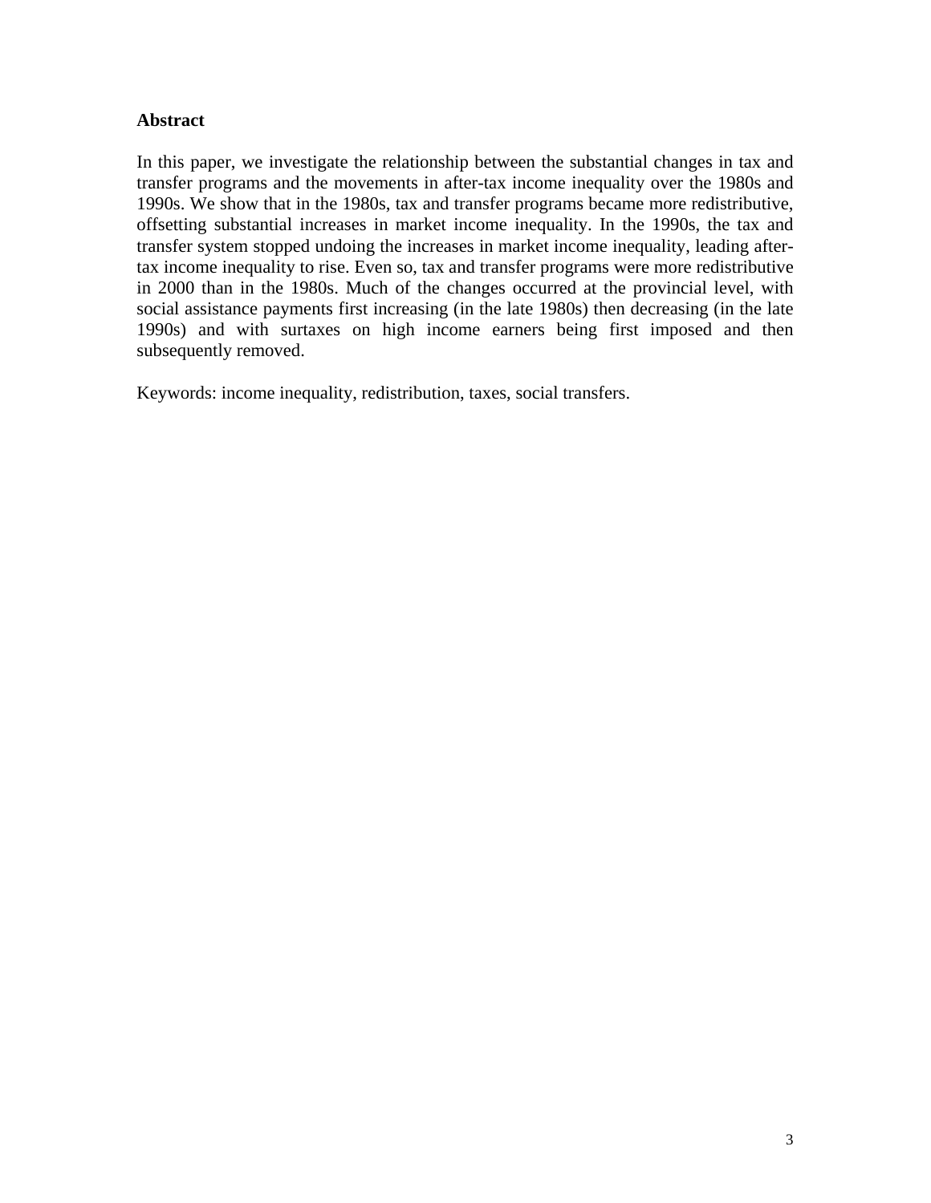**Abstract**

In this paper, we investigate the relationship between the substantial changes in tax and transfer programs and the movements in after-tax income inequality over the 1980s and 1990s. We show that in the 1980s, tax and transfer programs became more redistributive, offsetting substantial increases in market income inequality. In the 1990s, the tax and transfer system stopped undoing the increases in market income inequality, leading after-tax income inequality to rise. Even so, tax and transfer programs were more redistributive in 2000 than in the 1980s. Much of the changes occurred at the provincial level, with social assistance payments first increasing (in the late 1980s) then decreasing (in the late 1990s) and with surtaxes on high income earners being first imposed and then subsequently removed.

Keywords: income inequality, redistribution, taxes, social transfers.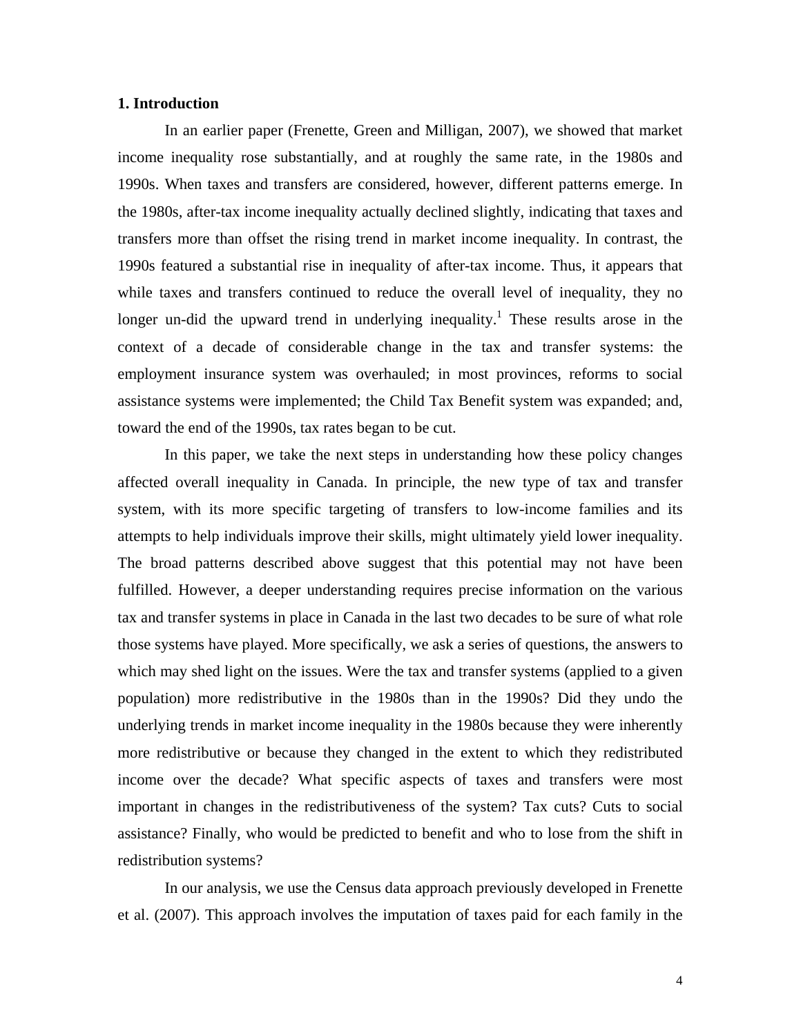## 1. Introduction

In an earlier paper (Frenette, Green and Milligan, 2007), we showed that market income inequality rose substantially, and at roughly the same rate, in the 1980s and 1990s. When taxes and transfers are considered, however, different patterns emerge. In the 1980s, after-tax income inequality actually declined slightly, indicating that taxes and transfers more than offset the rising trend in market income inequality. In contrast, the 1990s featured a substantial rise in inequality of after-tax income. Thus, it appears that while taxes and transfers continued to reduce the overall level of inequality, they no longer un-did the upward trend in underlying inequality.[1] These results arose in the context of a decade of considerable change in the tax and transfer systems: the employment insurance system was overhauled; in most provinces, reforms to social assistance systems were implemented; the Child Tax Benefit system was expanded; and, toward the end of the 1990s, tax rates began to be cut.

In this paper, we take the next steps in understanding how these policy changes affected overall inequality in Canada. In principle, the new type of tax and transfer system, with its more specific targeting of transfers to low-income families and its attempts to help individuals improve their skills, might ultimately yield lower inequality. The broad patterns described above suggest that this potential may not have been fulfilled. However, a deeper understanding requires precise information on the various tax and transfer systems in place in Canada in the last two decades to be sure of what role those systems have played. More specifically, we ask a series of questions, the answers to which may shed light on the issues. Were the tax and transfer systems (applied to a given population) more redistributive in the 1980s than in the 1990s? Did they undo the underlying trends in market income inequality in the 1980s because they were inherently more redistributive or because they changed in the extent to which they redistributed income over the decade? What specific aspects of taxes and transfers were most important in changes in the redistributiveness of the system? Tax cuts? Cuts to social assistance? Finally, who would be predicted to benefit and who to lose from the shift in redistribution systems?

In our analysis, we use the Census data approach previously developed in Frenette et al. (2007). This approach involves the imputation of taxes paid for each family in the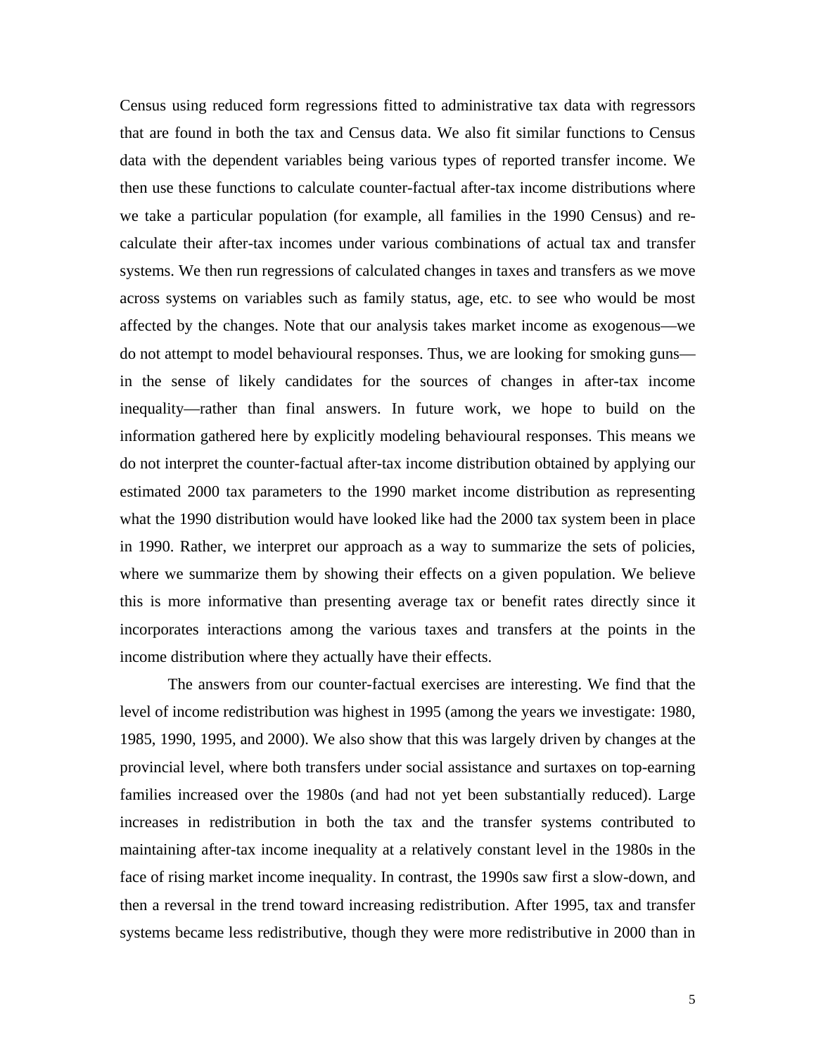Census using reduced form regressions fitted to administrative tax data with regressors that are found in both the tax and Census data. We also fit similar functions to Census data with the dependent variables being various types of reported transfer income. We then use these functions to calculate counter-factual after-tax income distributions where we take a particular population (for example, all families in the 1990 Census) and re-calculate their after-tax incomes under various combinations of actual tax and transfer systems. We then run regressions of calculated changes in taxes and transfers as we move across systems on variables such as family status, age, etc. to see who would be most affected by the changes. Note that our analysis takes market income as exogenous—we do not attempt to model behavioural responses. Thus, we are looking for smoking guns—in the sense of likely candidates for the sources of changes in after-tax income inequality—rather than final answers. In future work, we hope to build on the information gathered here by explicitly modeling behavioural responses. This means we do not interpret the counter-factual after-tax income distribution obtained by applying our estimated 2000 tax parameters to the 1990 market income distribution as representing what the 1990 distribution would have looked like had the 2000 tax system been in place in 1990. Rather, we interpret our approach as a way to summarize the sets of policies, where we summarize them by showing their effects on a given population. We believe this is more informative than presenting average tax or benefit rates directly since it incorporates interactions among the various taxes and transfers at the points in the income distribution where they actually have their effects.

The answers from our counter-factual exercises are interesting. We find that the level of income redistribution was highest in 1995 (among the years we investigate: 1980, 1985, 1990, 1995, and 2000). We also show that this was largely driven by changes at the provincial level, where both transfers under social assistance and surtaxes on top-earning families increased over the 1980s (and had not yet been substantially reduced). Large increases in redistribution in both the tax and the transfer systems contributed to maintaining after-tax income inequality at a relatively constant level in the 1980s in the face of rising market income inequality. In contrast, the 1990s saw first a slow-down, and then a reversal in the trend toward increasing redistribution. After 1995, tax and transfer systems became less redistributive, though they were more redistributive in 2000 than in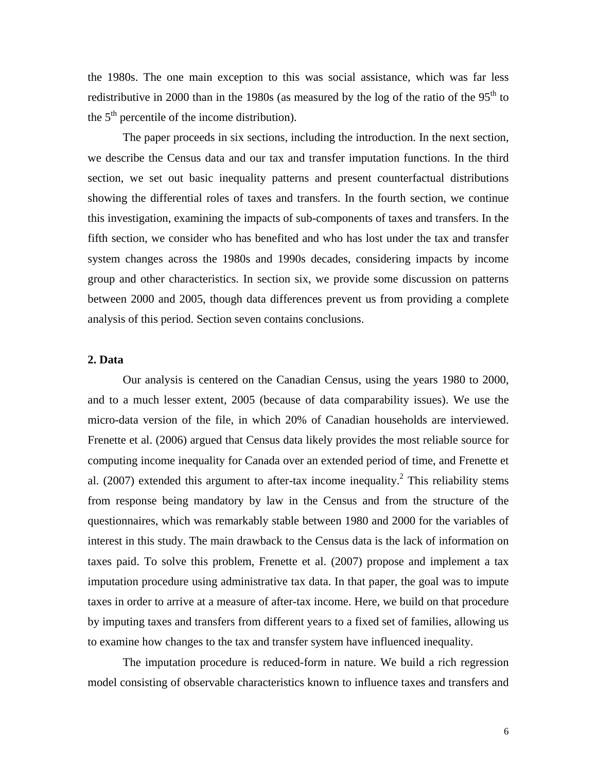the 1980s. The one main exception to this was social assistance, which was far less redistributive in 2000 than in the 1980s (as measured by the log of the ratio of the 95$^{th}$ to the 5$^{th}$ percentile of the income distribution).

The paper proceeds in six sections, including the introduction. In the next section, we describe the Census data and our tax and transfer imputation functions. In the third section, we set out basic inequality patterns and present counterfactual distributions showing the differential roles of taxes and transfers. In the fourth section, we continue this investigation, examining the impacts of sub-components of taxes and transfers. In the fifth section, we consider who has benefited and who has lost under the tax and transfer system changes across the 1980s and 1990s decades, considering impacts by income group and other characteristics. In section six, we provide some discussion on patterns between 2000 and 2005, though data differences prevent us from providing a complete analysis of this period. Section seven contains conclusions.

## 2. Data

Our analysis is centered on the Canadian Census, using the years 1980 to 2000, and to a much lesser extent, 2005 (because of data comparability issues). We use the micro-data version of the file, in which 20% of Canadian households are interviewed. Frenette et al. (2006) argued that Census data likely provides the most reliable source for computing income inequality for Canada over an extended period of time, and Frenette et al. (2007) extended this argument to after-tax income inequality.[2] This reliability stems from response being mandatory by law in the Census and from the structure of the questionnaires, which was remarkably stable between 1980 and 2000 for the variables of interest in this study. The main drawback to the Census data is the lack of information on taxes paid. To solve this problem, Frenette et al. (2007) propose and implement a tax imputation procedure using administrative tax data. In that paper, the goal was to impute taxes in order to arrive at a measure of after-tax income. Here, we build on that procedure by imputing taxes and transfers from different years to a fixed set of families, allowing us to examine how changes to the tax and transfer system have influenced inequality.

The imputation procedure is reduced-form in nature. We build a rich regression model consisting of observable characteristics known to influence taxes and transfers and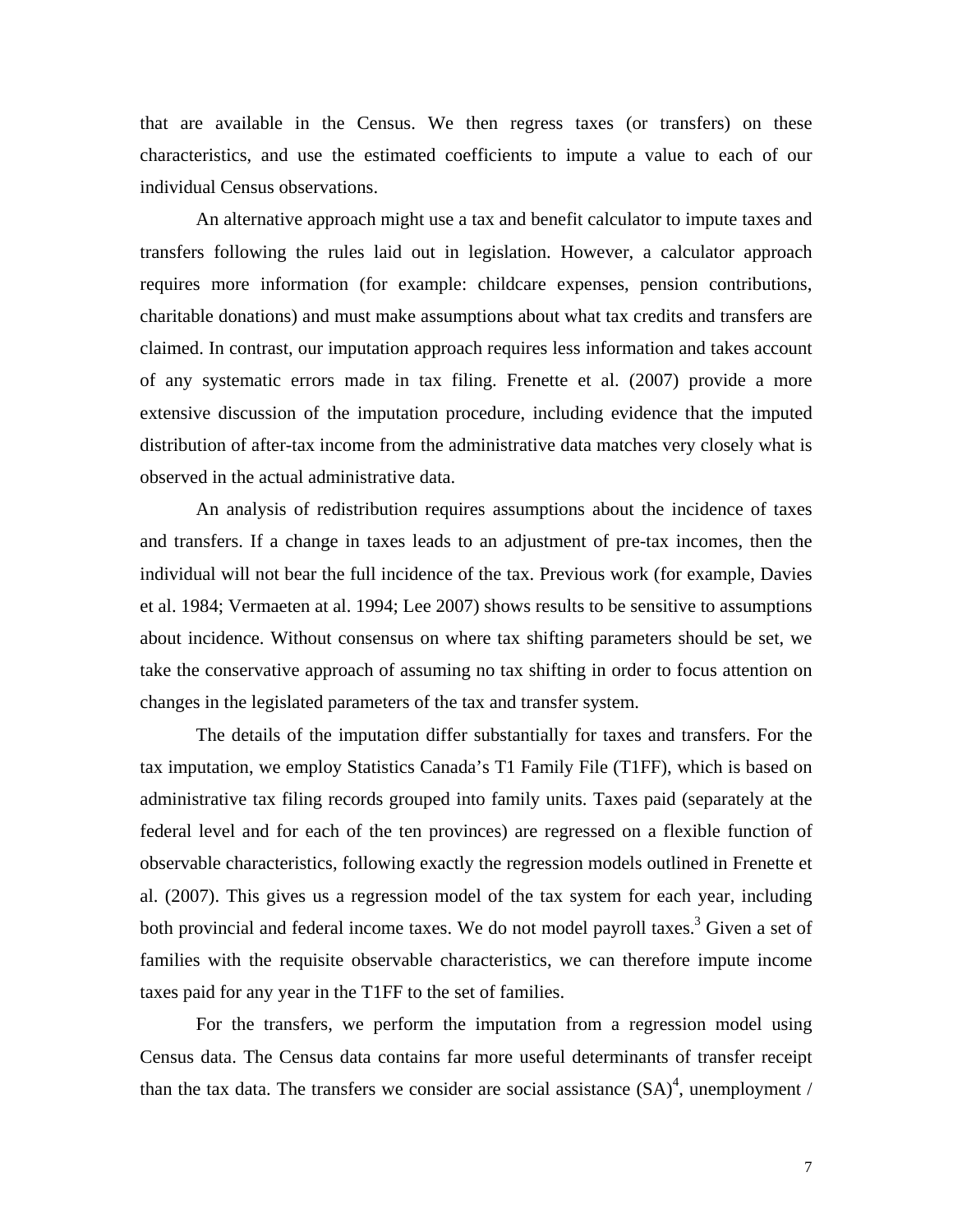that are available in the Census. We then regress taxes (or transfers) on these characteristics, and use the estimated coefficients to impute a value to each of our individual Census observations.

An alternative approach might use a tax and benefit calculator to impute taxes and transfers following the rules laid out in legislation. However, a calculator approach requires more information (for example: childcare expenses, pension contributions, charitable donations) and must make assumptions about what tax credits and transfers are claimed. In contrast, our imputation approach requires less information and takes account of any systematic errors made in tax filing. Frenette et al. (2007) provide a more extensive discussion of the imputation procedure, including evidence that the imputed distribution of after-tax income from the administrative data matches very closely what is observed in the actual administrative data.

An analysis of redistribution requires assumptions about the incidence of taxes and transfers. If a change in taxes leads to an adjustment of pre-tax incomes, then the individual will not bear the full incidence of the tax. Previous work (for example, Davies et al. 1984; Vermaeten at al. 1994; Lee 2007) shows results to be sensitive to assumptions about incidence. Without consensus on where tax shifting parameters should be set, we take the conservative approach of assuming no tax shifting in order to focus attention on changes in the legislated parameters of the tax and transfer system.

The details of the imputation differ substantially for taxes and transfers. For the tax imputation, we employ Statistics Canada's T1 Family File (T1FF), which is based on administrative tax filing records grouped into family units. Taxes paid (separately at the federal level and for each of the ten provinces) are regressed on a flexible function of observable characteristics, following exactly the regression models outlined in Frenette et al. (2007). This gives us a regression model of the tax system for each year, including both provincial and federal income taxes. We do not model payroll taxes.[3] Given a set of families with the requisite observable characteristics, we can therefore impute income taxes paid for any year in the T1FF to the set of families.

For the transfers, we perform the imputation from a regression model using Census data. The Census data contains far more useful determinants of transfer receipt than the tax data. The transfers we consider are social assistance (SA)[4], unemployment /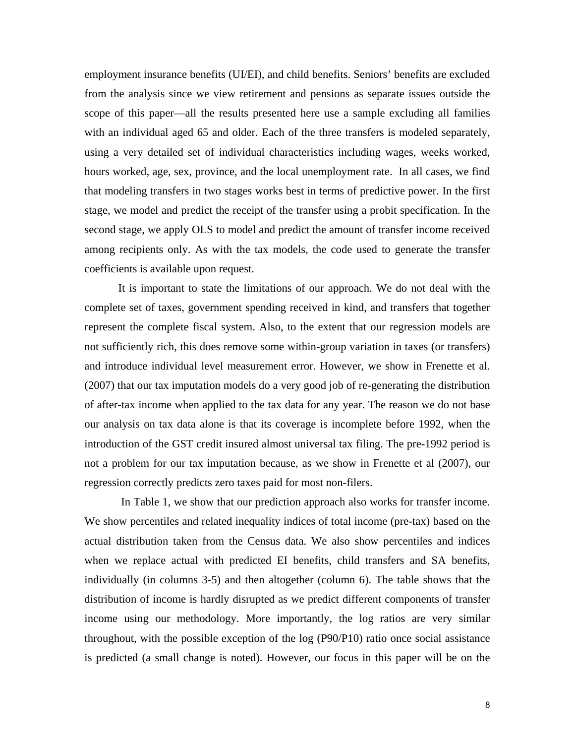employment insurance benefits (UI/EI), and child benefits. Seniors' benefits are excluded from the analysis since we view retirement and pensions as separate issues outside the scope of this paper—all the results presented here use a sample excluding all families with an individual aged 65 and older. Each of the three transfers is modeled separately, using a very detailed set of individual characteristics including wages, weeks worked, hours worked, age, sex, province, and the local unemployment rate. In all cases, we find that modeling transfers in two stages works best in terms of predictive power. In the first stage, we model and predict the receipt of the transfer using a probit specification. In the second stage, we apply OLS to model and predict the amount of transfer income received among recipients only. As with the tax models, the code used to generate the transfer coefficients is available upon request.

It is important to state the limitations of our approach. We do not deal with the complete set of taxes, government spending received in kind, and transfers that together represent the complete fiscal system. Also, to the extent that our regression models are not sufficiently rich, this does remove some within-group variation in taxes (or transfers) and introduce individual level measurement error. However, we show in Frenette et al. (2007) that our tax imputation models do a very good job of re-generating the distribution of after-tax income when applied to the tax data for any year. The reason we do not base our analysis on tax data alone is that its coverage is incomplete before 1992, when the introduction of the GST credit insured almost universal tax filing. The pre-1992 period is not a problem for our tax imputation because, as we show in Frenette et al (2007), our regression correctly predicts zero taxes paid for most non-filers.

In Table 1, we show that our prediction approach also works for transfer income. We show percentiles and related inequality indices of total income (pre-tax) based on the actual distribution taken from the Census data. We also show percentiles and indices when we replace actual with predicted EI benefits, child transfers and SA benefits, individually (in columns 3-5) and then altogether (column 6). The table shows that the distribution of income is hardly disrupted as we predict different components of transfer income using our methodology. More importantly, the log ratios are very similar throughout, with the possible exception of the log (P90/P10) ratio once social assistance is predicted (a small change is noted). However, our focus in this paper will be on the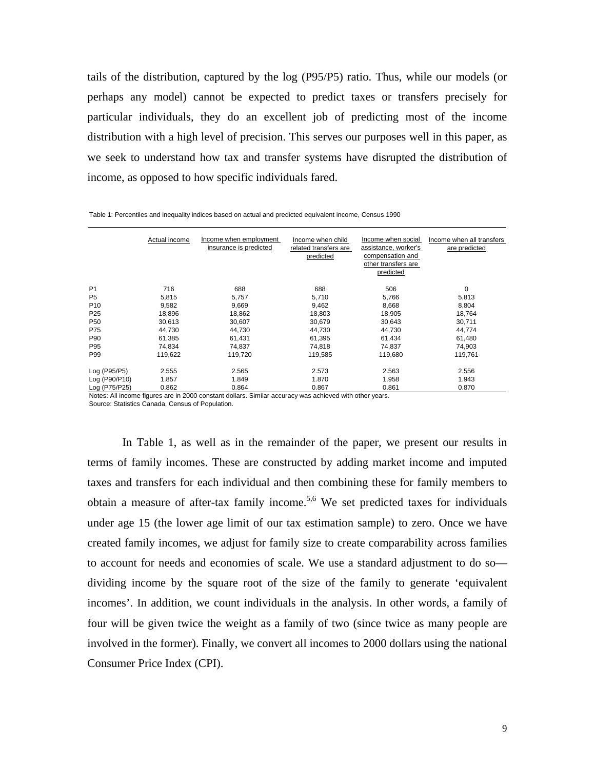tails of the distribution, captured by the log (P95/P5) ratio. Thus, while our models (or perhaps any model) cannot be expected to predict taxes or transfers precisely for particular individuals, they do an excellent job of predicting most of the income distribution with a high level of precision. This serves our purposes well in this paper, as we seek to understand how tax and transfer systems have disrupted the distribution of income, as opposed to how specific individuals fared.

Table 1: Percentiles and inequality indices based on actual and predicted equivalent income, Census 1990

| | Actual income | Income when employment insurance is predicted | Income when child related transfers are predicted | Income when social assistance, worker's compensation and other transfers are predicted | Income when all transfers are predicted |
|---|---|---|---|---|---|
| P1 | 716 | 688 | 688 | 506 | 0 |
| P5 | 5,815 | 5,757 | 5,710 | 5,766 | 5,813 |
| P10 | 9,582 | 9,669 | 9,462 | 8,668 | 8,804 |
| P25 | 18,896 | 18,862 | 18,803 | 18,905 | 18,764 |
| P50 | 30,613 | 30,607 | 30,679 | 30,643 | 30,711 |
| P75 | 44,730 | 44,730 | 44,730 | 44,730 | 44,774 |
| P90 | 61,385 | 61,431 | 61,395 | 61,434 | 61,480 |
| P95 | 74,834 | 74,837 | 74,818 | 74,837 | 74,903 |
| P99 | 119,622 | 119,720 | 119,585 | 119,680 | 119,761 |
| Log (P95/P5) | 2.555 | 2.565 | 2.573 | 2.563 | 2.556 |
| Log (P90/P10) | 1.857 | 1.849 | 1.870 | 1.958 | 1.943 |
| Log (P75/P25) | 0.862 | 0.864 | 0.867 | 0.861 | 0.870 |

Notes: All income figures are in 2000 constant dollars. Similar accuracy was achieved with other years.
Source: Statistics Canada, Census of Population.

In Table 1, as well as in the remainder of the paper, we present our results in terms of family incomes. These are constructed by adding market income and imputed taxes and transfers for each individual and then combining these for family members to obtain a measure of after-tax family income.[5,6] We set predicted taxes for individuals under age 15 (the lower age limit of our tax estimation sample) to zero. Once we have created family incomes, we adjust for family size to create comparability across families to account for needs and economies of scale. We use a standard adjustment to do so—dividing income by the square root of the size of the family to generate 'equivalent incomes'. In addition, we count individuals in the analysis. In other words, a family of four will be given twice the weight as a family of two (since twice as many people are involved in the former). Finally, we convert all incomes to 2000 dollars using the national Consumer Price Index (CPI).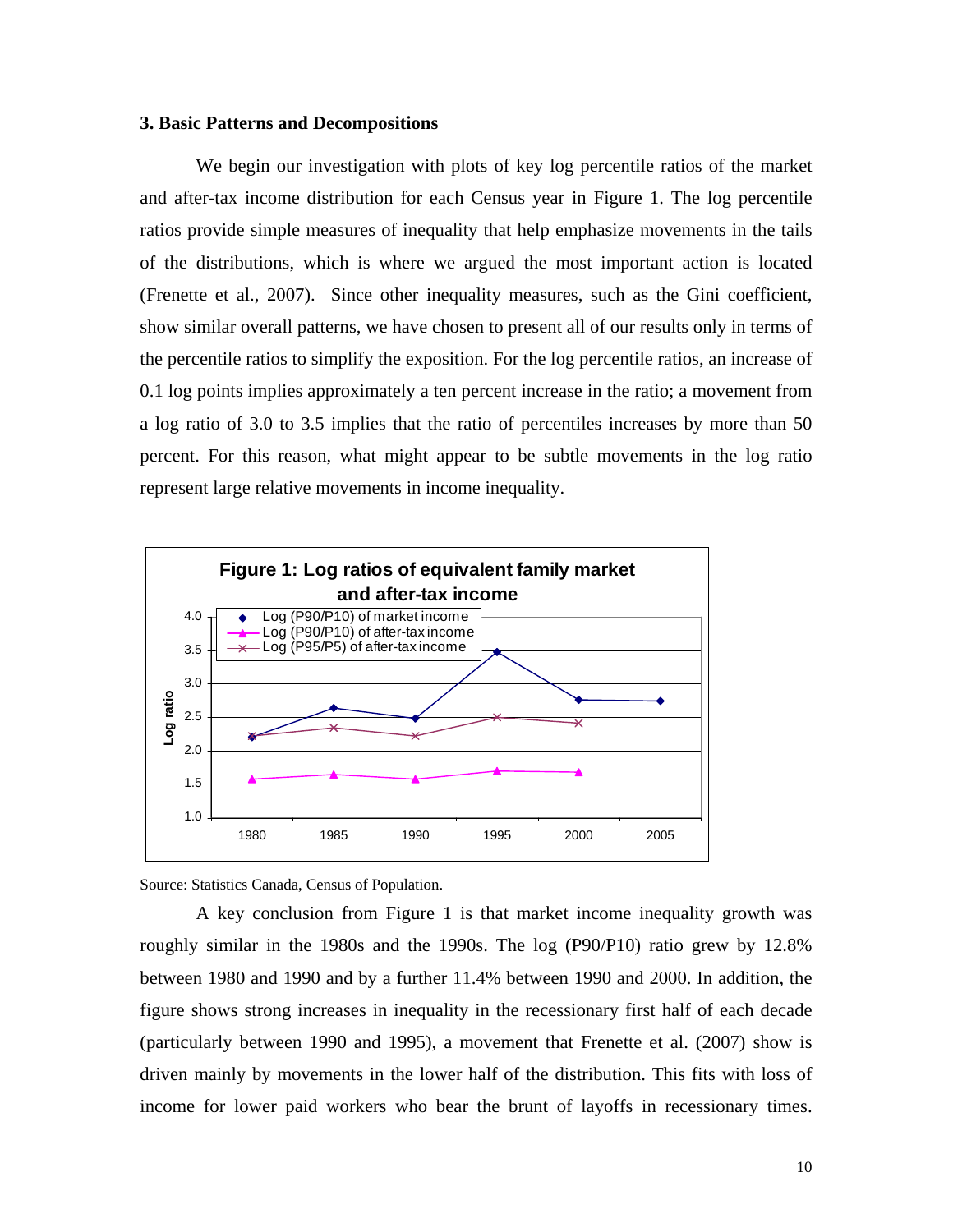### 3. Basic Patterns and Decompositions

We begin our investigation with plots of key log percentile ratios of the market and after-tax income distribution for each Census year in Figure 1. The log percentile ratios provide simple measures of inequality that help emphasize movements in the tails of the distributions, which is where we argued the most important action is located (Frenette et al., 2007). Since other inequality measures, such as the Gini coefficient, show similar overall patterns, we have chosen to present all of our results only in terms of the percentile ratios to simplify the exposition. For the log percentile ratios, an increase of 0.1 log points implies approximately a ten percent increase in the ratio; a movement from a log ratio of 3.0 to 3.5 implies that the ratio of percentiles increases by more than 50 percent. For this reason, what might appear to be subtle movements in the log ratio represent large relative movements in income inequality.

**Figure 1: Log ratios of equivalent family market and after-tax income**

Source: Statistics Canada, Census of Population.

A key conclusion from Figure 1 is that market income inequality growth was roughly similar in the 1980s and the 1990s. The log (P90/P10) ratio grew by 12.8% between 1980 and 1990 and by a further 11.4% between 1990 and 2000. In addition, the figure shows strong increases in inequality in the recessionary first half of each decade (particularly between 1990 and 1995), a movement that Frenette et al. (2007) show is driven mainly by movements in the lower half of the distribution. This fits with loss of income for lower paid workers who bear the brunt of layoffs in recessionary times.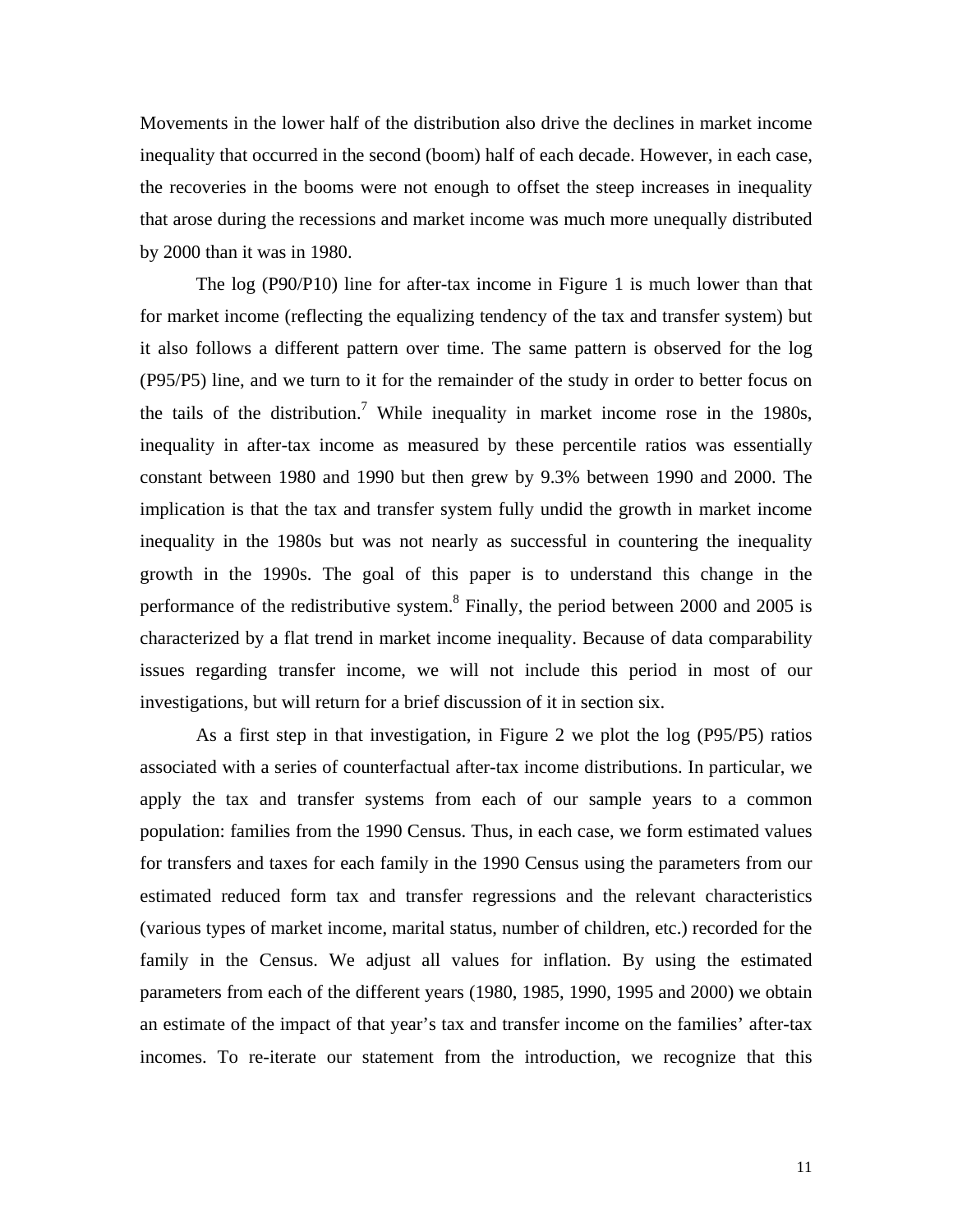Movements in the lower half of the distribution also drive the declines in market income inequality that occurred in the second (boom) half of each decade. However, in each case, the recoveries in the booms were not enough to offset the steep increases in inequality that arose during the recessions and market income was much more unequally distributed by 2000 than it was in 1980.

The log (P90/P10) line for after-tax income in Figure 1 is much lower than that for market income (reflecting the equalizing tendency of the tax and transfer system) but it also follows a different pattern over time. The same pattern is observed for the log (P95/P5) line, and we turn to it for the remainder of the study in order to better focus on the tails of the distribution.[7] While inequality in market income rose in the 1980s, inequality in after-tax income as measured by these percentile ratios was essentially constant between 1980 and 1990 but then grew by 9.3% between 1990 and 2000. The implication is that the tax and transfer system fully undid the growth in market income inequality in the 1980s but was not nearly as successful in countering the inequality growth in the 1990s. The goal of this paper is to understand this change in the performance of the redistributive system.[8] Finally, the period between 2000 and 2005 is characterized by a flat trend in market income inequality. Because of data comparability issues regarding transfer income, we will not include this period in most of our investigations, but will return for a brief discussion of it in section six.

As a first step in that investigation, in Figure 2 we plot the log (P95/P5) ratios associated with a series of counterfactual after-tax income distributions. In particular, we apply the tax and transfer systems from each of our sample years to a common population: families from the 1990 Census. Thus, in each case, we form estimated values for transfers and taxes for each family in the 1990 Census using the parameters from our estimated reduced form tax and transfer regressions and the relevant characteristics (various types of market income, marital status, number of children, etc.) recorded for the family in the Census. We adjust all values for inflation. By using the estimated parameters from each of the different years (1980, 1985, 1990, 1995 and 2000) we obtain an estimate of the impact of that year's tax and transfer income on the families' after-tax incomes. To re-iterate our statement from the introduction, we recognize that this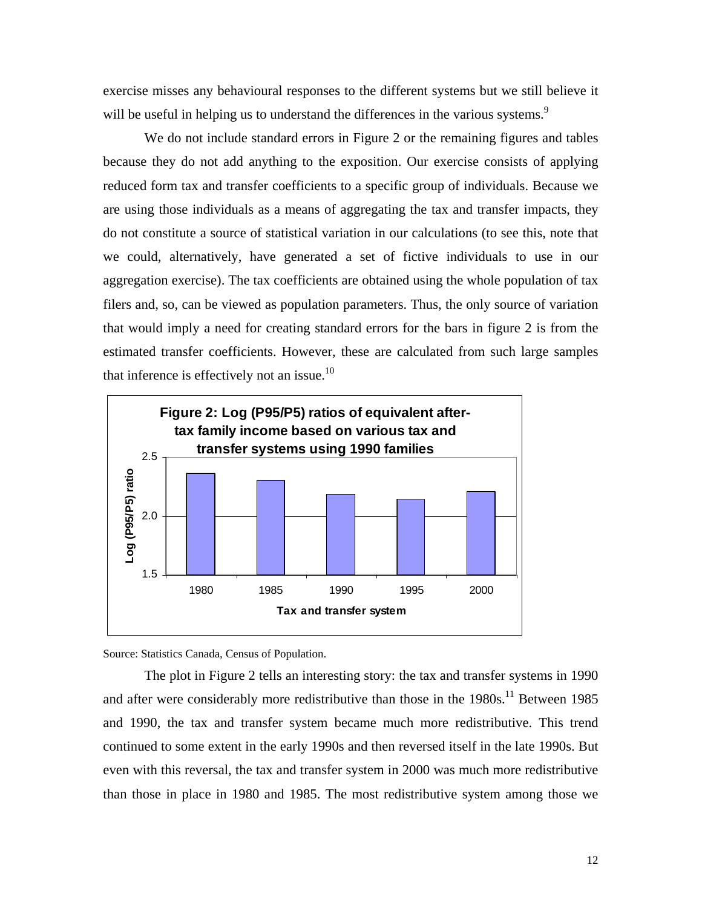exercise misses any behavioural responses to the different systems but we still believe it will be useful in helping us to understand the differences in the various systems.[9]

We do not include standard errors in Figure 2 or the remaining figures and tables because they do not add anything to the exposition. Our exercise consists of applying reduced form tax and transfer coefficients to a specific group of individuals. Because we are using those individuals as a means of aggregating the tax and transfer impacts, they do not constitute a source of statistical variation in our calculations (to see this, note that we could, alternatively, have generated a set of fictive individuals to use in our aggregation exercise). The tax coefficients are obtained using the whole population of tax filers and, so, can be viewed as population parameters. Thus, the only source of variation that would imply a need for creating standard errors for the bars in figure 2 is from the estimated transfer coefficients. However, these are calculated from such large samples that inference is effectively not an issue.[10]

**Figure 2: Log (P95/P5) ratios of equivalent after-tax family income based on various tax and transfer systems using 1990 families**

Source: Statistics Canada, Census of Population.

The plot in Figure 2 tells an interesting story: the tax and transfer systems in 1990 and after were considerably more redistributive than those in the 1980s.[11] Between 1985 and 1990, the tax and transfer system became much more redistributive. This trend continued to some extent in the early 1990s and then reversed itself in the late 1990s. But even with this reversal, the tax and transfer system in 2000 was much more redistributive than those in place in 1980 and 1985. The most redistributive system among those we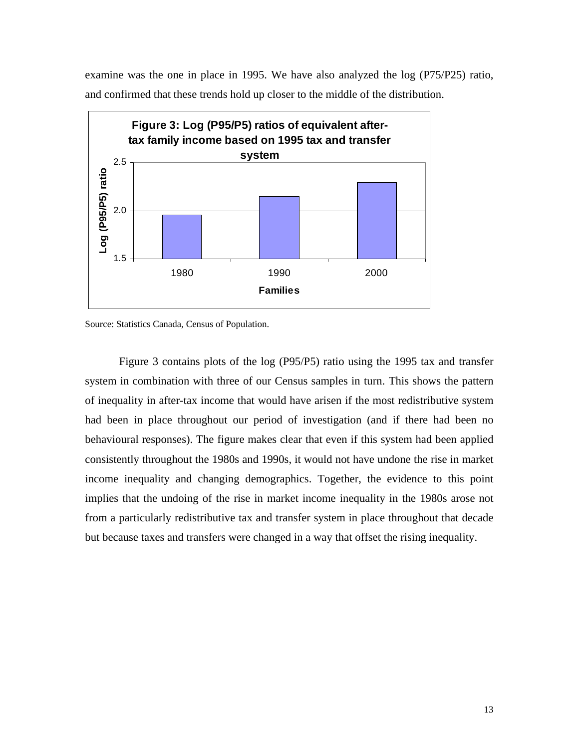examine was the one in place in 1995. We have also analyzed the log (P75/P25) ratio, and confirmed that these trends hold up closer to the middle of the distribution.

**Figure 3: Log (P95/P5) ratios of equivalent after-tax family income based on 1995 tax and transfer system**

Source: Statistics Canada, Census of Population.

Figure 3 contains plots of the log (P95/P5) ratio using the 1995 tax and transfer system in combination with three of our Census samples in turn. This shows the pattern of inequality in after-tax income that would have arisen if the most redistributive system had been in place throughout our period of investigation (and if there had been no behavioural responses). The figure makes clear that even if this system had been applied consistently throughout the 1980s and 1990s, it would not have undone the rise in market income inequality and changing demographics. Together, the evidence to this point implies that the undoing of the rise in market income inequality in the 1980s arose not from a particularly redistributive tax and transfer system in place throughout that decade but because taxes and transfers were changed in a way that offset the rising inequality.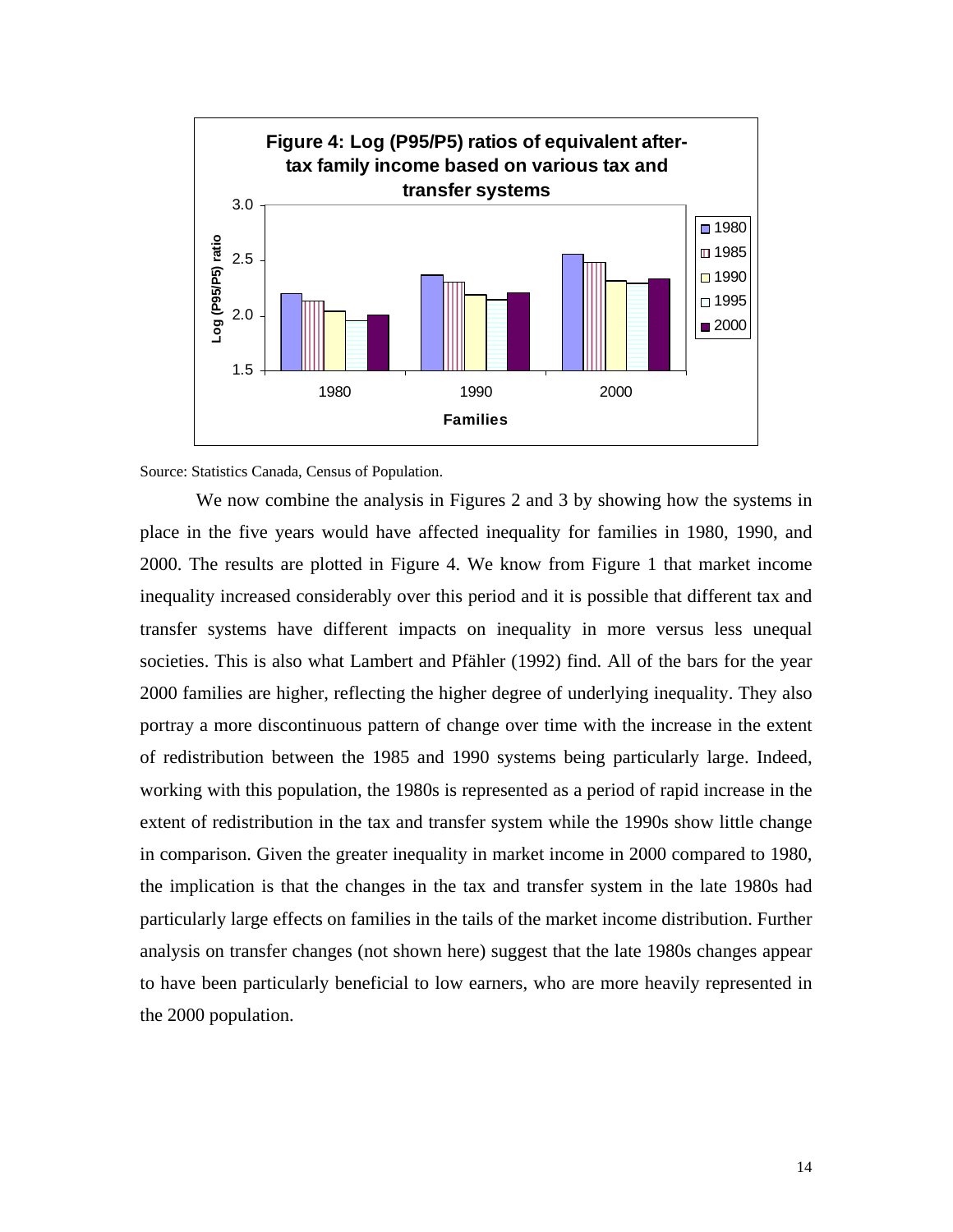**Figure 4: Log (P95/P5) ratios of equivalent after-tax family income based on various tax and transfer systems**

Source: Statistics Canada, Census of Population.

We now combine the analysis in Figures 2 and 3 by showing how the systems in place in the five years would have affected inequality for families in 1980, 1990, and 2000. The results are plotted in Figure 4. We know from Figure 1 that market income inequality increased considerably over this period and it is possible that different tax and transfer systems have different impacts on inequality in more versus less unequal societies. This is also what Lambert and Pfähler (1992) find. All of the bars for the year 2000 families are higher, reflecting the higher degree of underlying inequality. They also portray a more discontinuous pattern of change over time with the increase in the extent of redistribution between the 1985 and 1990 systems being particularly large. Indeed, working with this population, the 1980s is represented as a period of rapid increase in the extent of redistribution in the tax and transfer system while the 1990s show little change in comparison. Given the greater inequality in market income in 2000 compared to 1980, the implication is that the changes in the tax and transfer system in the late 1980s had particularly large effects on families in the tails of the market income distribution. Further analysis on transfer changes (not shown here) suggest that the late 1980s changes appear to have been particularly beneficial to low earners, who are more heavily represented in the 2000 population.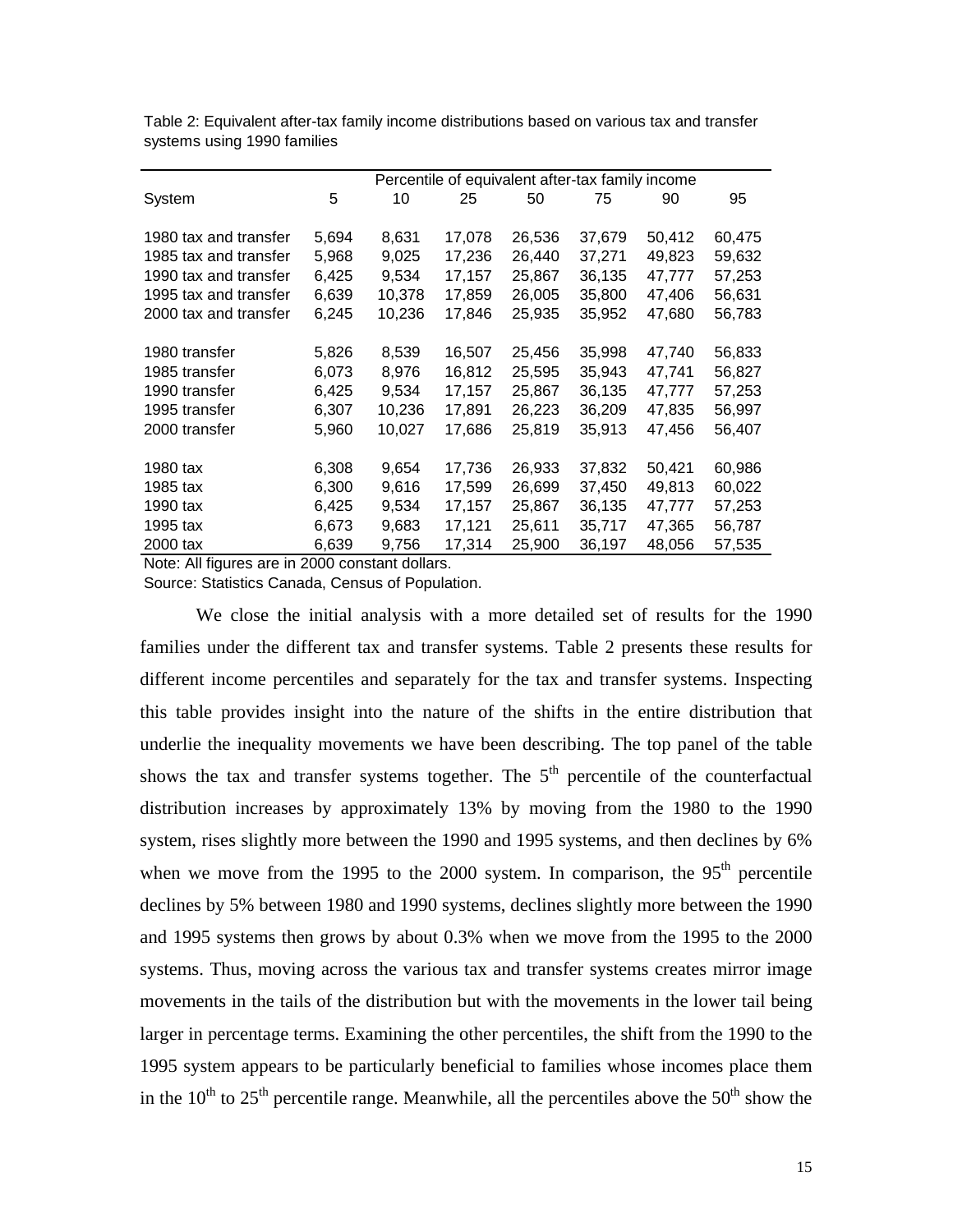Table 2: Equivalent after-tax family income distributions based on various tax and transfer systems using 1990 families

| | Percentile of equivalent after-tax family income | | | | | | |
|---|---|---|---|---|---|---|---|
| System | 5 | 10 | 25 | 50 | 75 | 90 | 95 |
| 1980 tax and transfer | 5,694 | 8,631 | 17,078 | 26,536 | 37,679 | 50,412 | 60,475 |
| 1985 tax and transfer | 5,968 | 9,025 | 17,236 | 26,440 | 37,271 | 49,823 | 59,632 |
| 1990 tax and transfer | 6,425 | 9,534 | 17,157 | 25,867 | 36,135 | 47,777 | 57,253 |
| 1995 tax and transfer | 6,639 | 10,378 | 17,859 | 26,005 | 35,800 | 47,406 | 56,631 |
| 2000 tax and transfer | 6,245 | 10,236 | 17,846 | 25,935 | 35,952 | 47,680 | 56,783 |
| 1980 transfer | 5,826 | 8,539 | 16,507 | 25,456 | 35,998 | 47,740 | 56,833 |
| 1985 transfer | 6,073 | 8,976 | 16,812 | 25,595 | 35,943 | 47,741 | 56,827 |
| 1990 transfer | 6,425 | 9,534 | 17,157 | 25,867 | 36,135 | 47,777 | 57,253 |
| 1995 transfer | 6,307 | 10,236 | 17,891 | 26,223 | 36,209 | 47,835 | 56,997 |
| 2000 transfer | 5,960 | 10,027 | 17,686 | 25,819 | 35,913 | 47,456 | 56,407 |
| 1980 tax | 6,308 | 9,654 | 17,736 | 26,933 | 37,832 | 50,421 | 60,986 |
| 1985 tax | 6,300 | 9,616 | 17,599 | 26,699 | 37,450 | 49,813 | 60,022 |
| 1990 tax | 6,425 | 9,534 | 17,157 | 25,867 | 36,135 | 47,777 | 57,253 |
| 1995 tax | 6,673 | 9,683 | 17,121 | 25,611 | 35,717 | 47,365 | 56,787 |
| 2000 tax | 6,639 | 9,756 | 17,314 | 25,900 | 36,197 | 48,056 | 57,535 |

Note: All figures are in 2000 constant dollars.
Source: Statistics Canada, Census of Population.

We close the initial analysis with a more detailed set of results for the 1990 families under the different tax and transfer systems. Table 2 presents these results for different income percentiles and separately for the tax and transfer systems. Inspecting this table provides insight into the nature of the shifts in the entire distribution that underlie the inequality movements we have been describing. The top panel of the table shows the tax and transfer systems together. The $5^{th}$ percentile of the counterfactual distribution increases by approximately 13% by moving from the 1980 to the 1990 system, rises slightly more between the 1990 and 1995 systems, and then declines by 6% when we move from the 1995 to the 2000 system. In comparison, the $95^{th}$ percentile declines by 5% between 1980 and 1990 systems, declines slightly more between the 1990 and 1995 systems then grows by about 0.3% when we move from the 1995 to the 2000 systems. Thus, moving across the various tax and transfer systems creates mirror image movements in the tails of the distribution but with the movements in the lower tail being larger in percentage terms. Examining the other percentiles, the shift from the 1990 to the 1995 system appears to be particularly beneficial to families whose incomes place them in the $10^{th}$ to $25^{th}$ percentile range. Meanwhile, all the percentiles above the $50^{th}$ show the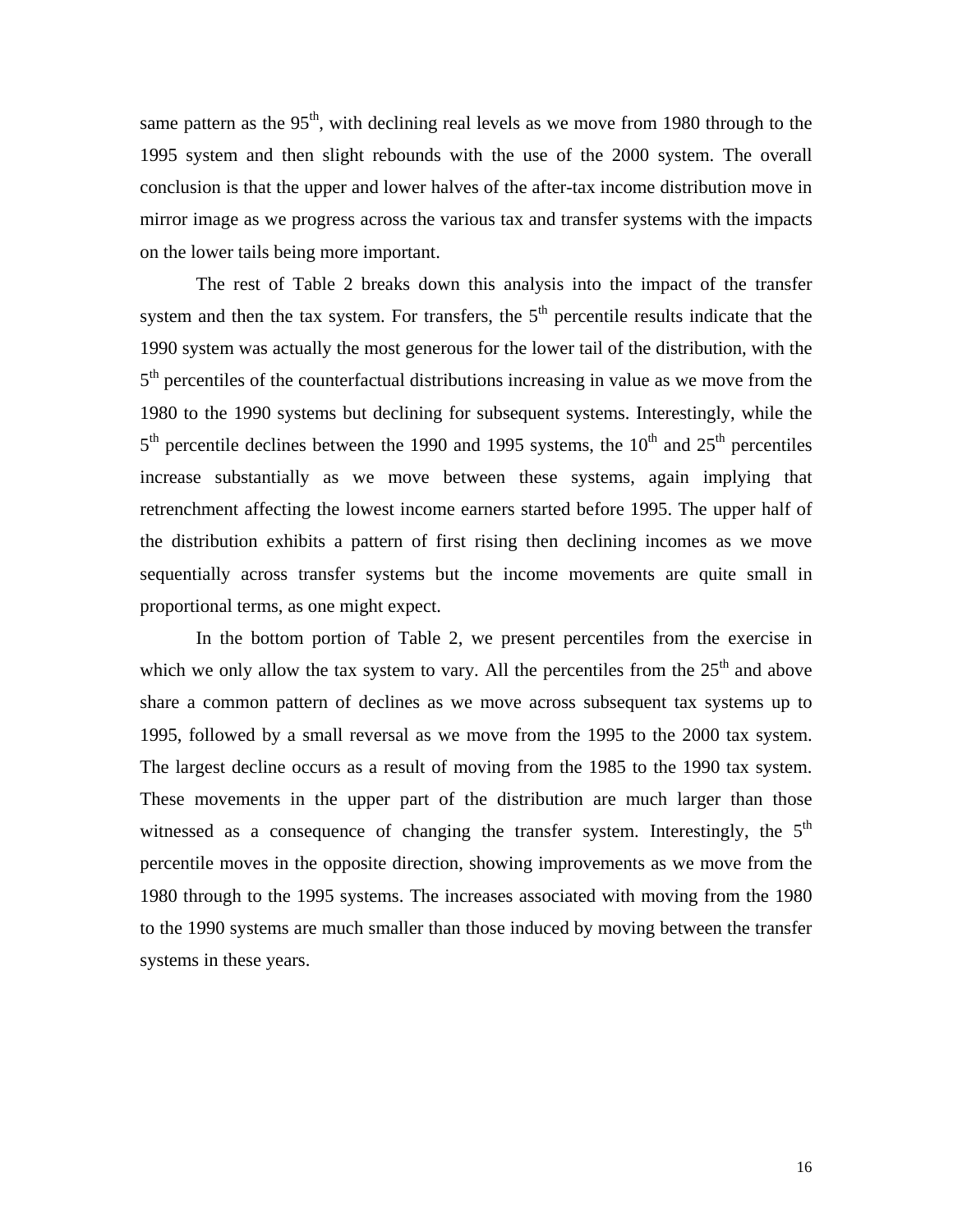same pattern as the 95th, with declining real levels as we move from 1980 through to the 1995 system and then slight rebounds with the use of the 2000 system. The overall conclusion is that the upper and lower halves of the after-tax income distribution move in mirror image as we progress across the various tax and transfer systems with the impacts on the lower tails being more important.

The rest of Table 2 breaks down this analysis into the impact of the transfer system and then the tax system. For transfers, the 5th percentile results indicate that the 1990 system was actually the most generous for the lower tail of the distribution, with the 5th percentiles of the counterfactual distributions increasing in value as we move from the 1980 to the 1990 systems but declining for subsequent systems. Interestingly, while the 5th percentile declines between the 1990 and 1995 systems, the 10th and 25th percentiles increase substantially as we move between these systems, again implying that retrenchment affecting the lowest income earners started before 1995. The upper half of the distribution exhibits a pattern of first rising then declining incomes as we move sequentially across transfer systems but the income movements are quite small in proportional terms, as one might expect.

In the bottom portion of Table 2, we present percentiles from the exercise in which we only allow the tax system to vary. All the percentiles from the 25th and above share a common pattern of declines as we move across subsequent tax systems up to 1995, followed by a small reversal as we move from the 1995 to the 2000 tax system. The largest decline occurs as a result of moving from the 1985 to the 1990 tax system. These movements in the upper part of the distribution are much larger than those witnessed as a consequence of changing the transfer system. Interestingly, the 5th percentile moves in the opposite direction, showing improvements as we move from the 1980 through to the 1995 systems. The increases associated with moving from the 1980 to the 1990 systems are much smaller than those induced by moving between the transfer systems in these years.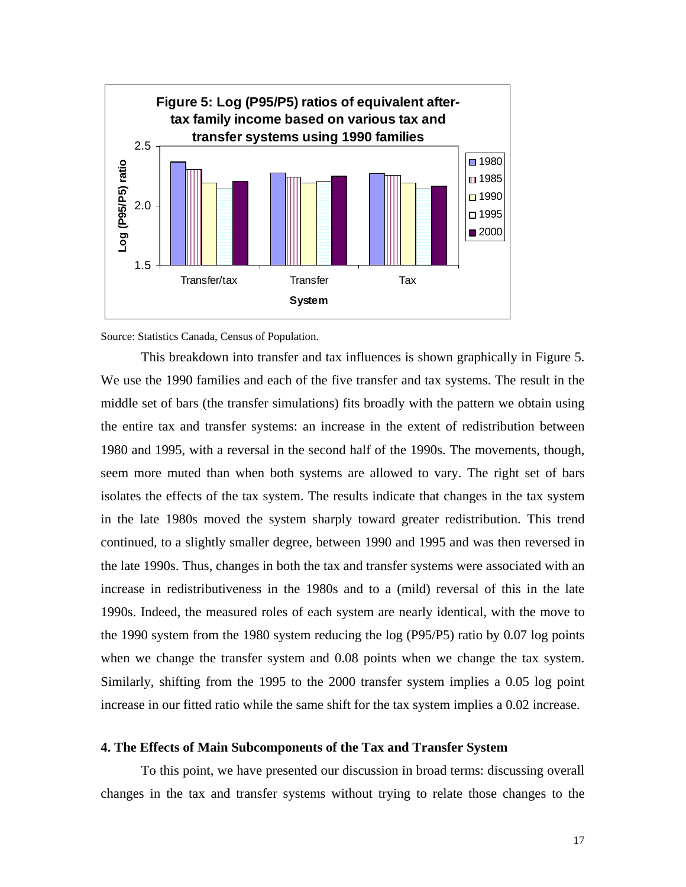**Figure 5: Log (P95/P5) ratios of equivalent after-tax family income based on various tax and transfer systems using 1990 families**

Source: Statistics Canada, Census of Population.

This breakdown into transfer and tax influences is shown graphically in Figure 5. We use the 1990 families and each of the five transfer and tax systems. The result in the middle set of bars (the transfer simulations) fits broadly with the pattern we obtain using the entire tax and transfer systems: an increase in the extent of redistribution between 1980 and 1995, with a reversal in the second half of the 1990s. The movements, though, seem more muted than when both systems are allowed to vary. The right set of bars isolates the effects of the tax system. The results indicate that changes in the tax system in the late 1980s moved the system sharply toward greater redistribution. This trend continued, to a slightly smaller degree, between 1990 and 1995 and was then reversed in the late 1990s. Thus, changes in both the tax and transfer systems were associated with an increase in redistributiveness in the 1980s and to a (mild) reversal of this in the late 1990s. Indeed, the measured roles of each system are nearly identical, with the move to the 1990 system from the 1980 system reducing the log (P95/P5) ratio by 0.07 log points when we change the transfer system and 0.08 points when we change the tax system. Similarly, shifting from the 1995 to the 2000 transfer system implies a 0.05 log point increase in our fitted ratio while the same shift for the tax system implies a 0.02 increase.

## 4. The Effects of Main Subcomponents of the Tax and Transfer System

To this point, we have presented our discussion in broad terms: discussing overall changes in the tax and transfer systems without trying to relate those changes to the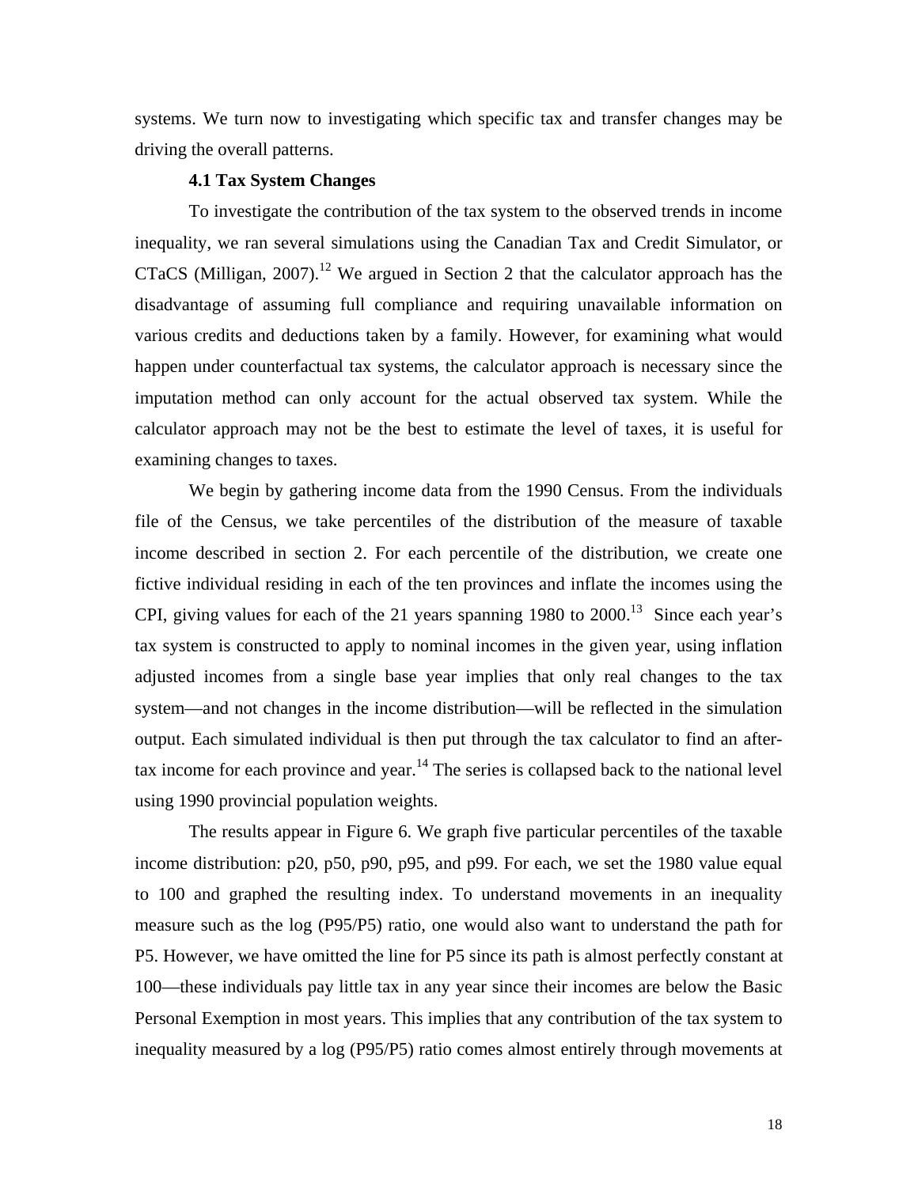systems. We turn now to investigating which specific tax and transfer changes may be driving the overall patterns.

### 4.1 Tax System Changes

To investigate the contribution of the tax system to the observed trends in income inequality, we ran several simulations using the Canadian Tax and Credit Simulator, or CTaCS (Milligan, 2007).[12] We argued in Section 2 that the calculator approach has the disadvantage of assuming full compliance and requiring unavailable information on various credits and deductions taken by a family. However, for examining what would happen under counterfactual tax systems, the calculator approach is necessary since the imputation method can only account for the actual observed tax system. While the calculator approach may not be the best to estimate the level of taxes, it is useful for examining changes to taxes.

We begin by gathering income data from the 1990 Census. From the individuals file of the Census, we take percentiles of the distribution of the measure of taxable income described in section 2. For each percentile of the distribution, we create one fictive individual residing in each of the ten provinces and inflate the incomes using the CPI, giving values for each of the 21 years spanning 1980 to 2000.[13] Since each year's tax system is constructed to apply to nominal incomes in the given year, using inflation adjusted incomes from a single base year implies that only real changes to the tax system—and not changes in the income distribution—will be reflected in the simulation output. Each simulated individual is then put through the tax calculator to find an after-tax income for each province and year.[14] The series is collapsed back to the national level using 1990 provincial population weights.

The results appear in Figure 6. We graph five particular percentiles of the taxable income distribution: p20, p50, p90, p95, and p99. For each, we set the 1980 value equal to 100 and graphed the resulting index. To understand movements in an inequality measure such as the log (P95/P5) ratio, one would also want to understand the path for P5. However, we have omitted the line for P5 since its path is almost perfectly constant at 100—these individuals pay little tax in any year since their incomes are below the Basic Personal Exemption in most years. This implies that any contribution of the tax system to inequality measured by a log (P95/P5) ratio comes almost entirely through movements at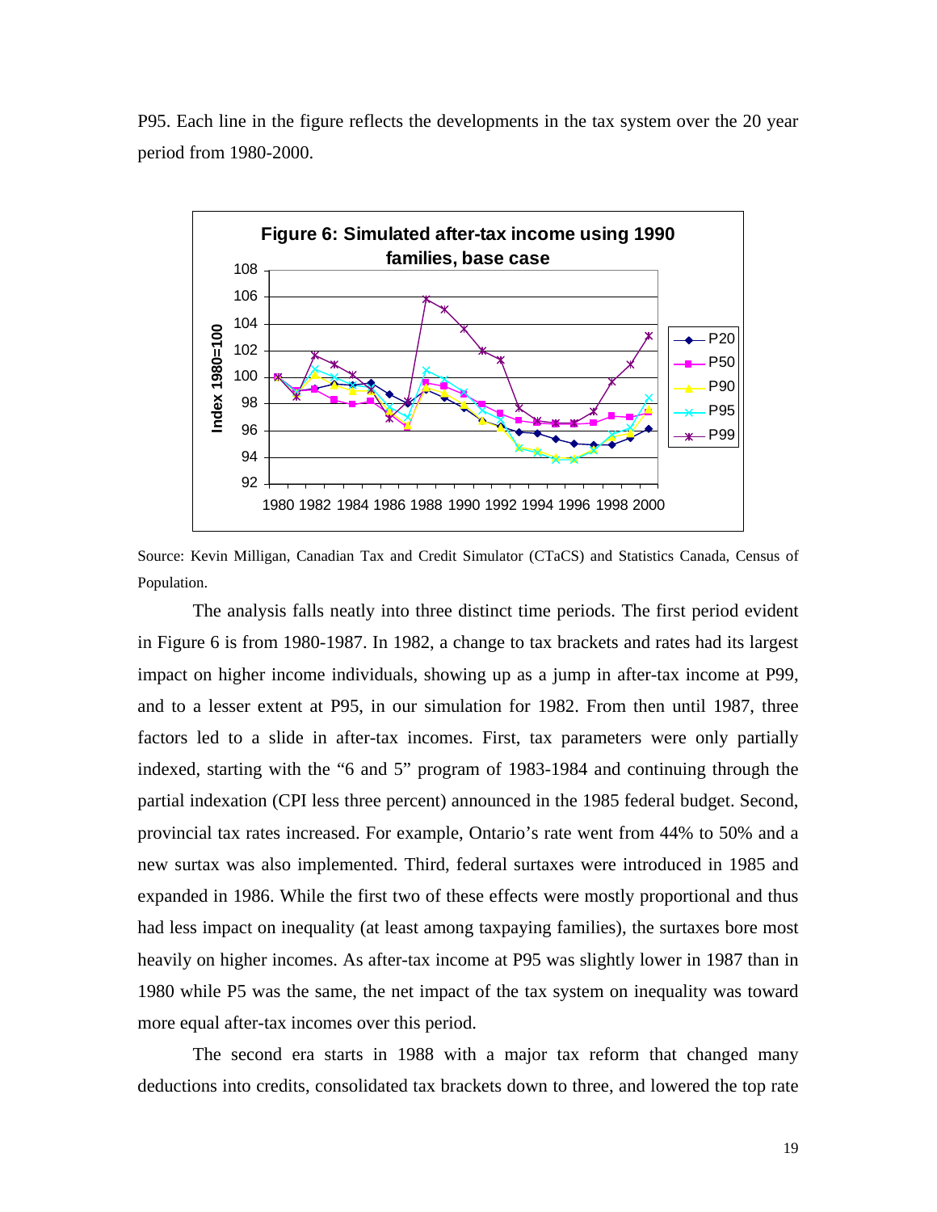P95. Each line in the figure reflects the developments in the tax system over the 20 year period from 1980-2000.

**Figure 6: Simulated after-tax income using 1990 families, base case**

Source: Kevin Milligan, Canadian Tax and Credit Simulator (CTaCS) and Statistics Canada, Census of Population.

The analysis falls neatly into three distinct time periods. The first period evident in Figure 6 is from 1980-1987. In 1982, a change to tax brackets and rates had its largest impact on higher income individuals, showing up as a jump in after-tax income at P99, and to a lesser extent at P95, in our simulation for 1982. From then until 1987, three factors led to a slide in after-tax incomes. First, tax parameters were only partially indexed, starting with the "6 and 5" program of 1983-1984 and continuing through the partial indexation (CPI less three percent) announced in the 1985 federal budget. Second, provincial tax rates increased. For example, Ontario's rate went from 44% to 50% and a new surtax was also implemented. Third, federal surtaxes were introduced in 1985 and expanded in 1986. While the first two of these effects were mostly proportional and thus had less impact on inequality (at least among taxpaying families), the surtaxes bore most heavily on higher incomes. As after-tax income at P95 was slightly lower in 1987 than in 1980 while P5 was the same, the net impact of the tax system on inequality was toward more equal after-tax incomes over this period.

The second era starts in 1988 with a major tax reform that changed many deductions into credits, consolidated tax brackets down to three, and lowered the top rate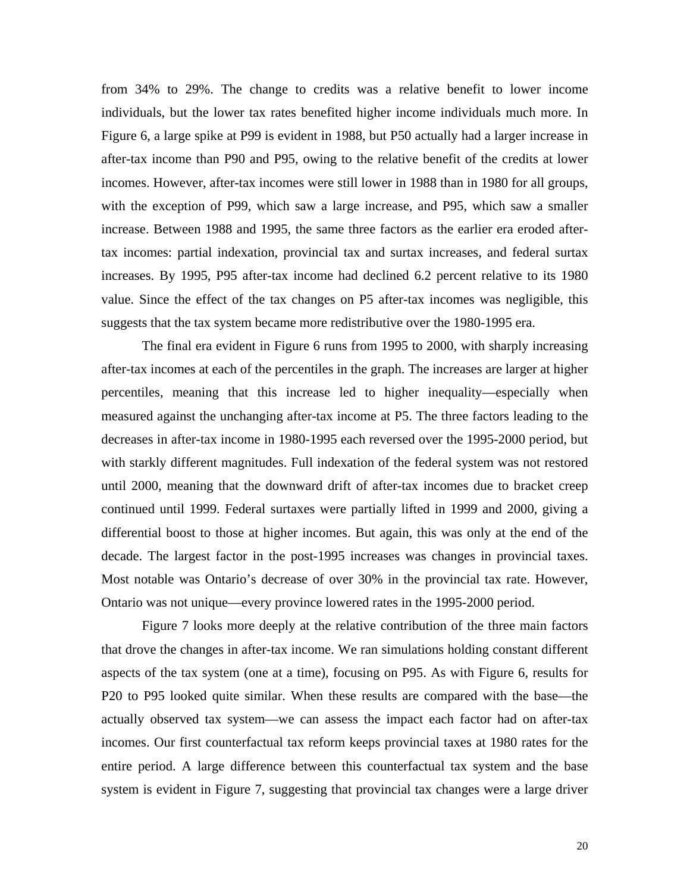from 34% to 29%. The change to credits was a relative benefit to lower income individuals, but the lower tax rates benefited higher income individuals much more. In Figure 6, a large spike at P99 is evident in 1988, but P50 actually had a larger increase in after-tax income than P90 and P95, owing to the relative benefit of the credits at lower incomes. However, after-tax incomes were still lower in 1988 than in 1980 for all groups, with the exception of P99, which saw a large increase, and P95, which saw a smaller increase. Between 1988 and 1995, the same three factors as the earlier era eroded after-tax incomes: partial indexation, provincial tax and surtax increases, and federal surtax increases. By 1995, P95 after-tax income had declined 6.2 percent relative to its 1980 value. Since the effect of the tax changes on P5 after-tax incomes was negligible, this suggests that the tax system became more redistributive over the 1980-1995 era.

The final era evident in Figure 6 runs from 1995 to 2000, with sharply increasing after-tax incomes at each of the percentiles in the graph. The increases are larger at higher percentiles, meaning that this increase led to higher inequality—especially when measured against the unchanging after-tax income at P5. The three factors leading to the decreases in after-tax income in 1980-1995 each reversed over the 1995-2000 period, but with starkly different magnitudes. Full indexation of the federal system was not restored until 2000, meaning that the downward drift of after-tax incomes due to bracket creep continued until 1999. Federal surtaxes were partially lifted in 1999 and 2000, giving a differential boost to those at higher incomes. But again, this was only at the end of the decade. The largest factor in the post-1995 increases was changes in provincial taxes. Most notable was Ontario's decrease of over 30% in the provincial tax rate. However, Ontario was not unique—every province lowered rates in the 1995-2000 period.

Figure 7 looks more deeply at the relative contribution of the three main factors that drove the changes in after-tax income. We ran simulations holding constant different aspects of the tax system (one at a time), focusing on P95. As with Figure 6, results for P20 to P95 looked quite similar. When these results are compared with the base—the actually observed tax system—we can assess the impact each factor had on after-tax incomes. Our first counterfactual tax reform keeps provincial taxes at 1980 rates for the entire period. A large difference between this counterfactual tax system and the base system is evident in Figure 7, suggesting that provincial tax changes were a large driver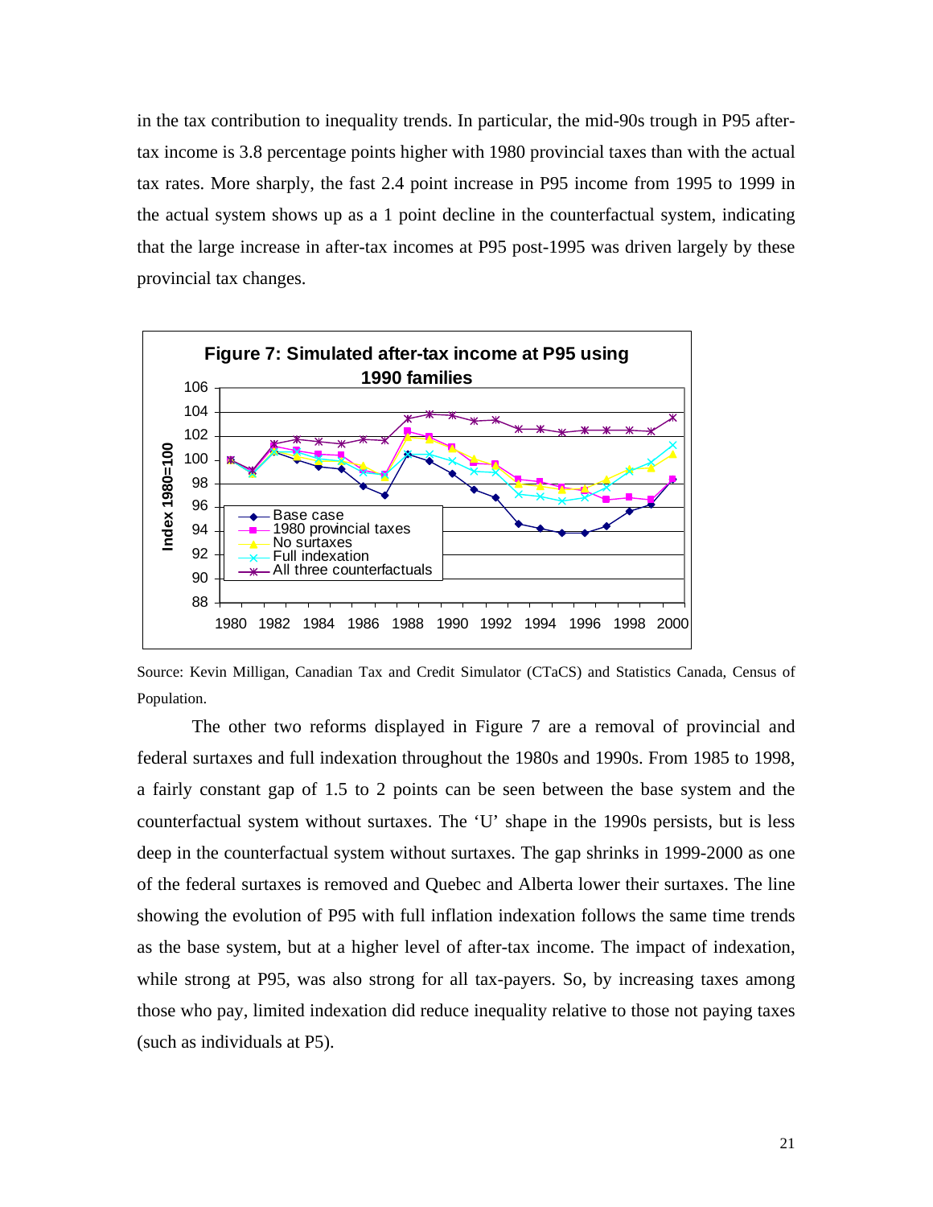in the tax contribution to inequality trends. In particular, the mid-90s trough in P95 after-tax income is 3.8 percentage points higher with 1980 provincial taxes than with the actual tax rates. More sharply, the fast 2.4 point increase in P95 income from 1995 to 1999 in the actual system shows up as a 1 point decline in the counterfactual system, indicating that the large increase in after-tax incomes at P95 post-1995 was driven largely by these provincial tax changes.

**Figure 7: Simulated after-tax income at P95 using 1990 families**

Source: Kevin Milligan, Canadian Tax and Credit Simulator (CTaCS) and Statistics Canada, Census of Population.

The other two reforms displayed in Figure 7 are a removal of provincial and federal surtaxes and full indexation throughout the 1980s and 1990s. From 1985 to 1998, a fairly constant gap of 1.5 to 2 points can be seen between the base system and the counterfactual system without surtaxes. The 'U' shape in the 1990s persists, but is less deep in the counterfactual system without surtaxes. The gap shrinks in 1999-2000 as one of the federal surtaxes is removed and Quebec and Alberta lower their surtaxes. The line showing the evolution of P95 with full inflation indexation follows the same time trends as the base system, but at a higher level of after-tax income. The impact of indexation, while strong at P95, was also strong for all tax-payers. So, by increasing taxes among those who pay, limited indexation did reduce inequality relative to those not paying taxes (such as individuals at P5).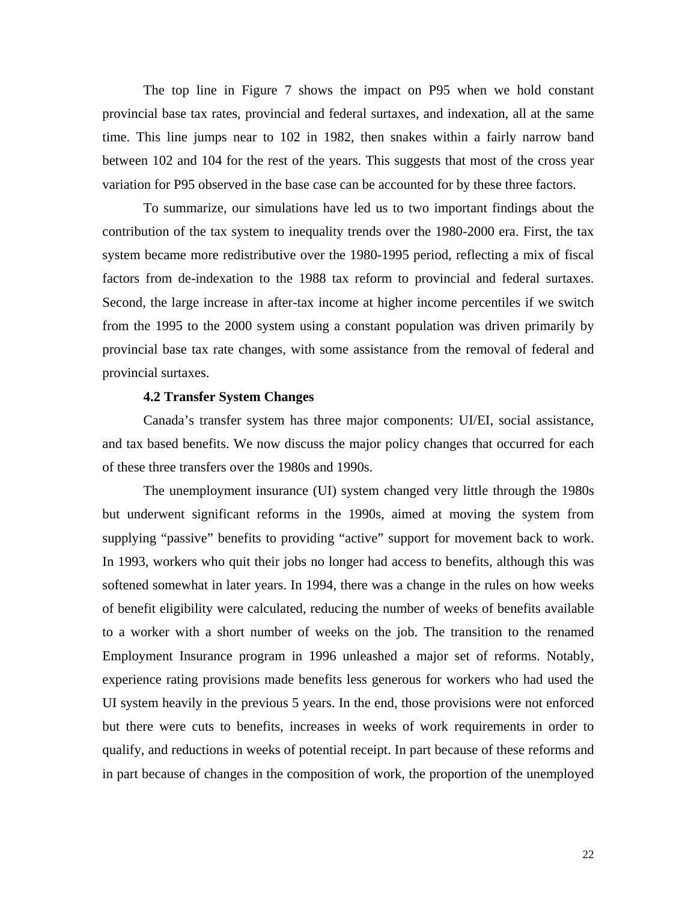The top line in Figure 7 shows the impact on P95 when we hold constant provincial base tax rates, provincial and federal surtaxes, and indexation, all at the same time. This line jumps near to 102 in 1982, then snakes within a fairly narrow band between 102 and 104 for the rest of the years. This suggests that most of the cross year variation for P95 observed in the base case can be accounted for by these three factors.

To summarize, our simulations have led us to two important findings about the contribution of the tax system to inequality trends over the 1980-2000 era. First, the tax system became more redistributive over the 1980-1995 period, reflecting a mix of fiscal factors from de-indexation to the 1988 tax reform to provincial and federal surtaxes. Second, the large increase in after-tax income at higher income percentiles if we switch from the 1995 to the 2000 system using a constant population was driven primarily by provincial base tax rate changes, with some assistance from the removal of federal and provincial surtaxes.

### 4.2 Transfer System Changes

Canada's transfer system has three major components: UI/EI, social assistance, and tax based benefits. We now discuss the major policy changes that occurred for each of these three transfers over the 1980s and 1990s.

The unemployment insurance (UI) system changed very little through the 1980s but underwent significant reforms in the 1990s, aimed at moving the system from supplying "passive" benefits to providing "active" support for movement back to work. In 1993, workers who quit their jobs no longer had access to benefits, although this was softened somewhat in later years. In 1994, there was a change in the rules on how weeks of benefit eligibility were calculated, reducing the number of weeks of benefits available to a worker with a short number of weeks on the job. The transition to the renamed Employment Insurance program in 1996 unleashed a major set of reforms. Notably, experience rating provisions made benefits less generous for workers who had used the UI system heavily in the previous 5 years. In the end, those provisions were not enforced but there were cuts to benefits, increases in weeks of work requirements in order to qualify, and reductions in weeks of potential receipt. In part because of these reforms and in part because of changes in the composition of work, the proportion of the unemployed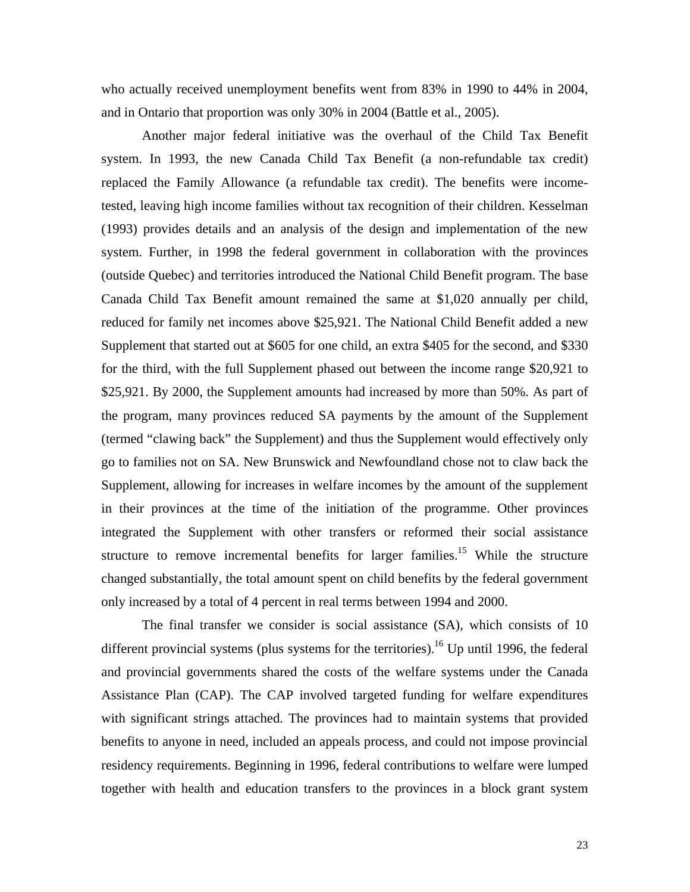who actually received unemployment benefits went from 83% in 1990 to 44% in 2004, and in Ontario that proportion was only 30% in 2004 (Battle et al., 2005).

Another major federal initiative was the overhaul of the Child Tax Benefit system. In 1993, the new Canada Child Tax Benefit (a non-refundable tax credit) replaced the Family Allowance (a refundable tax credit). The benefits were income-tested, leaving high income families without tax recognition of their children. Kesselman (1993) provides details and an analysis of the design and implementation of the new system. Further, in 1998 the federal government in collaboration with the provinces (outside Quebec) and territories introduced the National Child Benefit program. The base Canada Child Tax Benefit amount remained the same at $1,020 annually per child, reduced for family net incomes above $25,921. The National Child Benefit added a new Supplement that started out at $605 for one child, an extra $405 for the second, and $330 for the third, with the full Supplement phased out between the income range $20,921 to $25,921. By 2000, the Supplement amounts had increased by more than 50%. As part of the program, many provinces reduced SA payments by the amount of the Supplement (termed "clawing back" the Supplement) and thus the Supplement would effectively only go to families not on SA. New Brunswick and Newfoundland chose not to claw back the Supplement, allowing for increases in welfare incomes by the amount of the supplement in their provinces at the time of the initiation of the programme. Other provinces integrated the Supplement with other transfers or reformed their social assistance structure to remove incremental benefits for larger families.[15] While the structure changed substantially, the total amount spent on child benefits by the federal government only increased by a total of 4 percent in real terms between 1994 and 2000.

The final transfer we consider is social assistance (SA), which consists of 10 different provincial systems (plus systems for the territories).[16] Up until 1996, the federal and provincial governments shared the costs of the welfare systems under the Canada Assistance Plan (CAP). The CAP involved targeted funding for welfare expenditures with significant strings attached. The provinces had to maintain systems that provided benefits to anyone in need, included an appeals process, and could not impose provincial residency requirements. Beginning in 1996, federal contributions to welfare were lumped together with health and education transfers to the provinces in a block grant system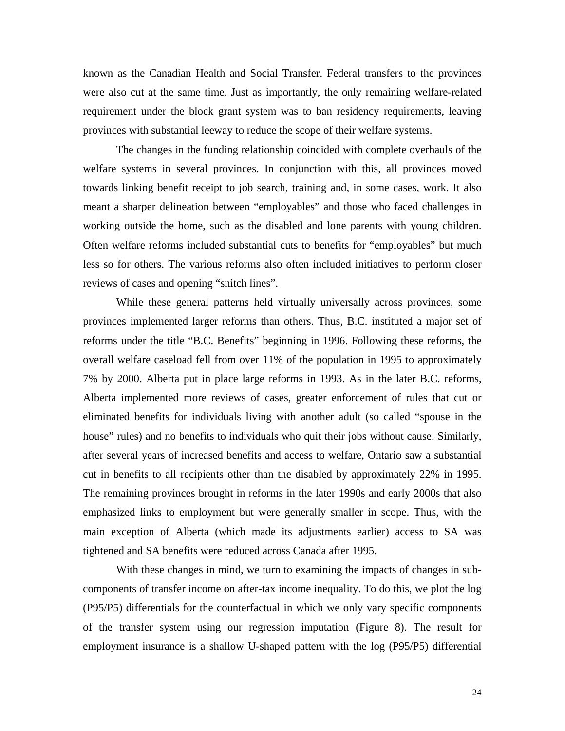known as the Canadian Health and Social Transfer. Federal transfers to the provinces were also cut at the same time. Just as importantly, the only remaining welfare-related requirement under the block grant system was to ban residency requirements, leaving provinces with substantial leeway to reduce the scope of their welfare systems.

The changes in the funding relationship coincided with complete overhauls of the welfare systems in several provinces. In conjunction with this, all provinces moved towards linking benefit receipt to job search, training and, in some cases, work. It also meant a sharper delineation between "employables" and those who faced challenges in working outside the home, such as the disabled and lone parents with young children. Often welfare reforms included substantial cuts to benefits for "employables" but much less so for others. The various reforms also often included initiatives to perform closer reviews of cases and opening "snitch lines".

While these general patterns held virtually universally across provinces, some provinces implemented larger reforms than others. Thus, B.C. instituted a major set of reforms under the title "B.C. Benefits" beginning in 1996. Following these reforms, the overall welfare caseload fell from over 11% of the population in 1995 to approximately 7% by 2000. Alberta put in place large reforms in 1993. As in the later B.C. reforms, Alberta implemented more reviews of cases, greater enforcement of rules that cut or eliminated benefits for individuals living with another adult (so called "spouse in the house" rules) and no benefits to individuals who quit their jobs without cause. Similarly, after several years of increased benefits and access to welfare, Ontario saw a substantial cut in benefits to all recipients other than the disabled by approximately 22% in 1995. The remaining provinces brought in reforms in the later 1990s and early 2000s that also emphasized links to employment but were generally smaller in scope. Thus, with the main exception of Alberta (which made its adjustments earlier) access to SA was tightened and SA benefits were reduced across Canada after 1995.

With these changes in mind, we turn to examining the impacts of changes in sub-components of transfer income on after-tax income inequality. To do this, we plot the log (P95/P5) differentials for the counterfactual in which we only vary specific components of the transfer system using our regression imputation (Figure 8). The result for employment insurance is a shallow U-shaped pattern with the log (P95/P5) differential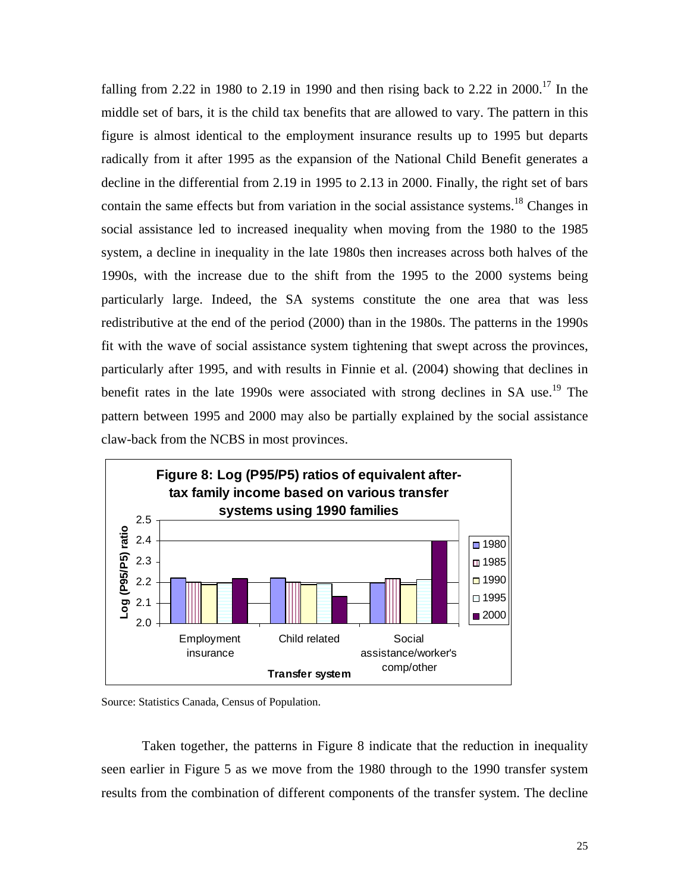falling from 2.22 in 1980 to 2.19 in 1990 and then rising back to 2.22 in 2000.[17] In the middle set of bars, it is the child tax benefits that are allowed to vary. The pattern in this figure is almost identical to the employment insurance results up to 1995 but departs radically from it after 1995 as the expansion of the National Child Benefit generates a decline in the differential from 2.19 in 1995 to 2.13 in 2000. Finally, the right set of bars contain the same effects but from variation in the social assistance systems.[18] Changes in social assistance led to increased inequality when moving from the 1980 to the 1985 system, a decline in inequality in the late 1980s then increases across both halves of the 1990s, with the increase due to the shift from the 1995 to the 2000 systems being particularly large. Indeed, the SA systems constitute the one area that was less redistributive at the end of the period (2000) than in the 1980s. The patterns in the 1990s fit with the wave of social assistance system tightening that swept across the provinces, particularly after 1995, and with results in Finnie et al. (2004) showing that declines in benefit rates in the late 1990s were associated with strong declines in SA use.[19] The pattern between 1995 and 2000 may also be partially explained by the social assistance claw-back from the NCBS in most provinces.

**Figure 8: Log (P95/P5) ratios of equivalent after-tax family income based on various transfer systems using 1990 families**

Source: Statistics Canada, Census of Population.

Taken together, the patterns in Figure 8 indicate that the reduction in inequality seen earlier in Figure 5 as we move from the 1980 through to the 1990 transfer system results from the combination of different components of the transfer system. The decline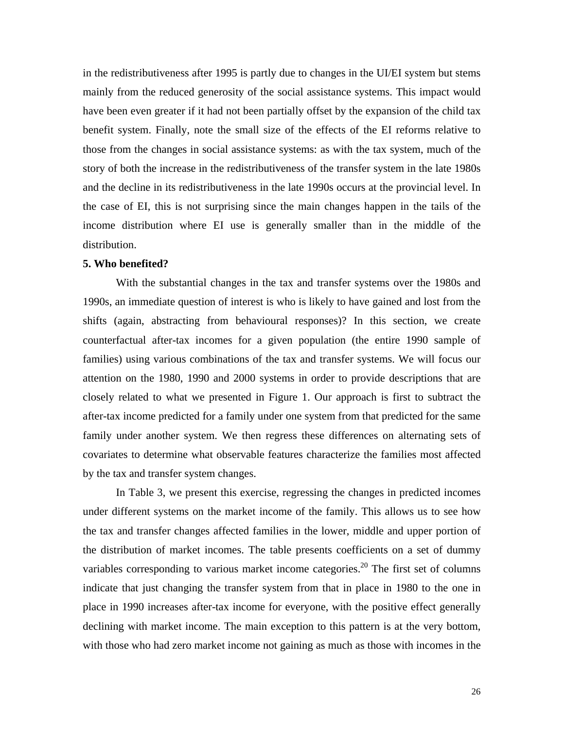in the redistributiveness after 1995 is partly due to changes in the UI/EI system but stems mainly from the reduced generosity of the social assistance systems. This impact would have been even greater if it had not been partially offset by the expansion of the child tax benefit system. Finally, note the small size of the effects of the EI reforms relative to those from the changes in social assistance systems: as with the tax system, much of the story of both the increase in the redistributiveness of the transfer system in the late 1980s and the decline in its redistributiveness in the late 1990s occurs at the provincial level. In the case of EI, this is not surprising since the main changes happen in the tails of the income distribution where EI use is generally smaller than in the middle of the distribution.

**5. Who benefited?**

With the substantial changes in the tax and transfer systems over the 1980s and 1990s, an immediate question of interest is who is likely to have gained and lost from the shifts (again, abstracting from behavioural responses)? In this section, we create counterfactual after-tax incomes for a given population (the entire 1990 sample of families) using various combinations of the tax and transfer systems. We will focus our attention on the 1980, 1990 and 2000 systems in order to provide descriptions that are closely related to what we presented in Figure 1. Our approach is first to subtract the after-tax income predicted for a family under one system from that predicted for the same family under another system. We then regress these differences on alternating sets of covariates to determine what observable features characterize the families most affected by the tax and transfer system changes.

In Table 3, we present this exercise, regressing the changes in predicted incomes under different systems on the market income of the family. This allows us to see how the tax and transfer changes affected families in the lower, middle and upper portion of the distribution of market incomes. The table presents coefficients on a set of dummy variables corresponding to various market income categories.[20] The first set of columns indicate that just changing the transfer system from that in place in 1980 to the one in place in 1990 increases after-tax income for everyone, with the positive effect generally declining with market income. The main exception to this pattern is at the very bottom, with those who had zero market income not gaining as much as those with incomes in the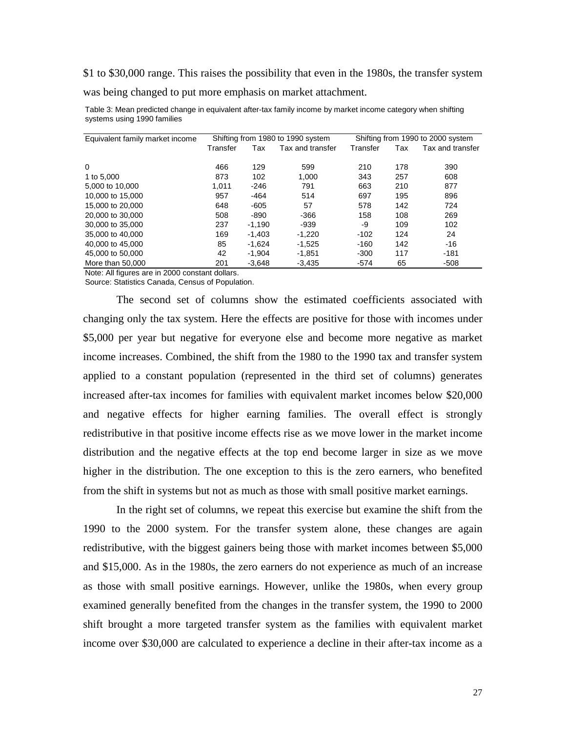$1 to $30,000 range. This raises the possibility that even in the 1980s, the transfer system was being changed to put more emphasis on market attachment.

Table 3: Mean predicted change in equivalent after-tax family income by market income category when shifting systems using 1990 families

| Equivalent family market income | Shifting from 1980 to 1990 system | | | Shifting from 1990 to 2000 system | | |
|---|---|---|---|---|---|---|
| | Transfer | Tax | Tax and transfer | Transfer | Tax | Tax and transfer |
| 0 | 466 | 129 | 599 | 210 | 178 | 390 |
| 1 to 5,000 | 873 | 102 | 1,000 | 343 | 257 | 608 |
| 5,000 to 10,000 | 1,011 | -246 | 791 | 663 | 210 | 877 |
| 10,000 to 15,000 | 957 | -464 | 514 | 697 | 195 | 896 |
| 15,000 to 20,000 | 648 | -605 | 57 | 578 | 142 | 724 |
| 20,000 to 30,000 | 508 | -890 | -366 | 158 | 108 | 269 |
| 30,000 to 35,000 | 237 | -1,190 | -939 | -9 | 109 | 102 |
| 35,000 to 40,000 | 169 | -1,403 | -1,220 | -102 | 124 | 24 |
| 40,000 to 45,000 | 85 | -1,624 | -1,525 | -160 | 142 | -16 |
| 45,000 to 50,000 | 42 | -1,904 | -1,851 | -300 | 117 | -181 |
| More than 50,000 | 201 | -3,648 | -3,435 | -574 | 65 | -508 |

Note: All figures are in 2000 constant dollars.
Source: Statistics Canada, Census of Population.

The second set of columns show the estimated coefficients associated with changing only the tax system. Here the effects are positive for those with incomes under $5,000 per year but negative for everyone else and become more negative as market income increases. Combined, the shift from the 1980 to the 1990 tax and transfer system applied to a constant population (represented in the third set of columns) generates increased after-tax incomes for families with equivalent market incomes below $20,000 and negative effects for higher earning families. The overall effect is strongly redistributive in that positive income effects rise as we move lower in the market income distribution and the negative effects at the top end become larger in size as we move higher in the distribution. The one exception to this is the zero earners, who benefited from the shift in systems but not as much as those with small positive market earnings.

In the right set of columns, we repeat this exercise but examine the shift from the 1990 to the 2000 system. For the transfer system alone, these changes are again redistributive, with the biggest gainers being those with market incomes between $5,000 and $15,000. As in the 1980s, the zero earners do not experience as much of an increase as those with small positive earnings. However, unlike the 1980s, when every group examined generally benefited from the changes in the transfer system, the 1990 to 2000 shift brought a more targeted transfer system as the families with equivalent market income over $30,000 are calculated to experience a decline in their after-tax income as a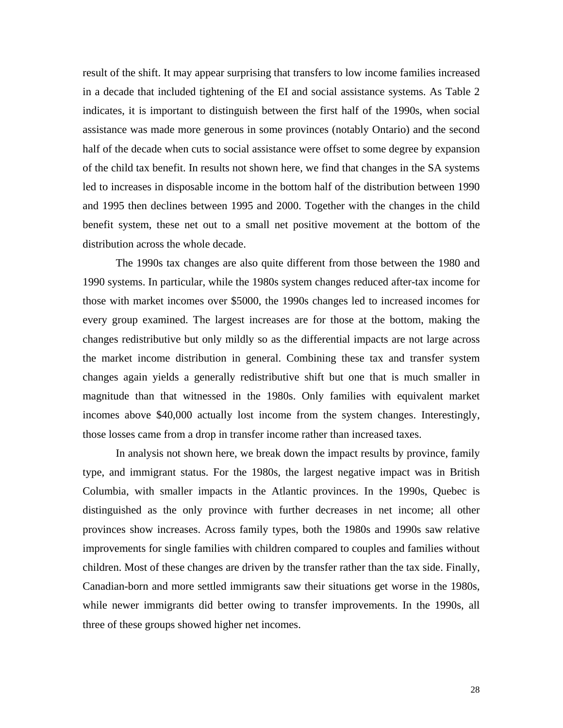result of the shift. It may appear surprising that transfers to low income families increased in a decade that included tightening of the EI and social assistance systems. As Table 2 indicates, it is important to distinguish between the first half of the 1990s, when social assistance was made more generous in some provinces (notably Ontario) and the second half of the decade when cuts to social assistance were offset to some degree by expansion of the child tax benefit. In results not shown here, we find that changes in the SA systems led to increases in disposable income in the bottom half of the distribution between 1990 and 1995 then declines between 1995 and 2000. Together with the changes in the child benefit system, these net out to a small net positive movement at the bottom of the distribution across the whole decade.

The 1990s tax changes are also quite different from those between the 1980 and 1990 systems. In particular, while the 1980s system changes reduced after-tax income for those with market incomes over $5000, the 1990s changes led to increased incomes for every group examined. The largest increases are for those at the bottom, making the changes redistributive but only mildly so as the differential impacts are not large across the market income distribution in general. Combining these tax and transfer system changes again yields a generally redistributive shift but one that is much smaller in magnitude than that witnessed in the 1980s. Only families with equivalent market incomes above $40,000 actually lost income from the system changes. Interestingly, those losses came from a drop in transfer income rather than increased taxes.

In analysis not shown here, we break down the impact results by province, family type, and immigrant status. For the 1980s, the largest negative impact was in British Columbia, with smaller impacts in the Atlantic provinces. In the 1990s, Quebec is distinguished as the only province with further decreases in net income; all other provinces show increases. Across family types, both the 1980s and 1990s saw relative improvements for single families with children compared to couples and families without children. Most of these changes are driven by the transfer rather than the tax side. Finally, Canadian-born and more settled immigrants saw their situations get worse in the 1980s, while newer immigrants did better owing to transfer improvements. In the 1990s, all three of these groups showed higher net incomes.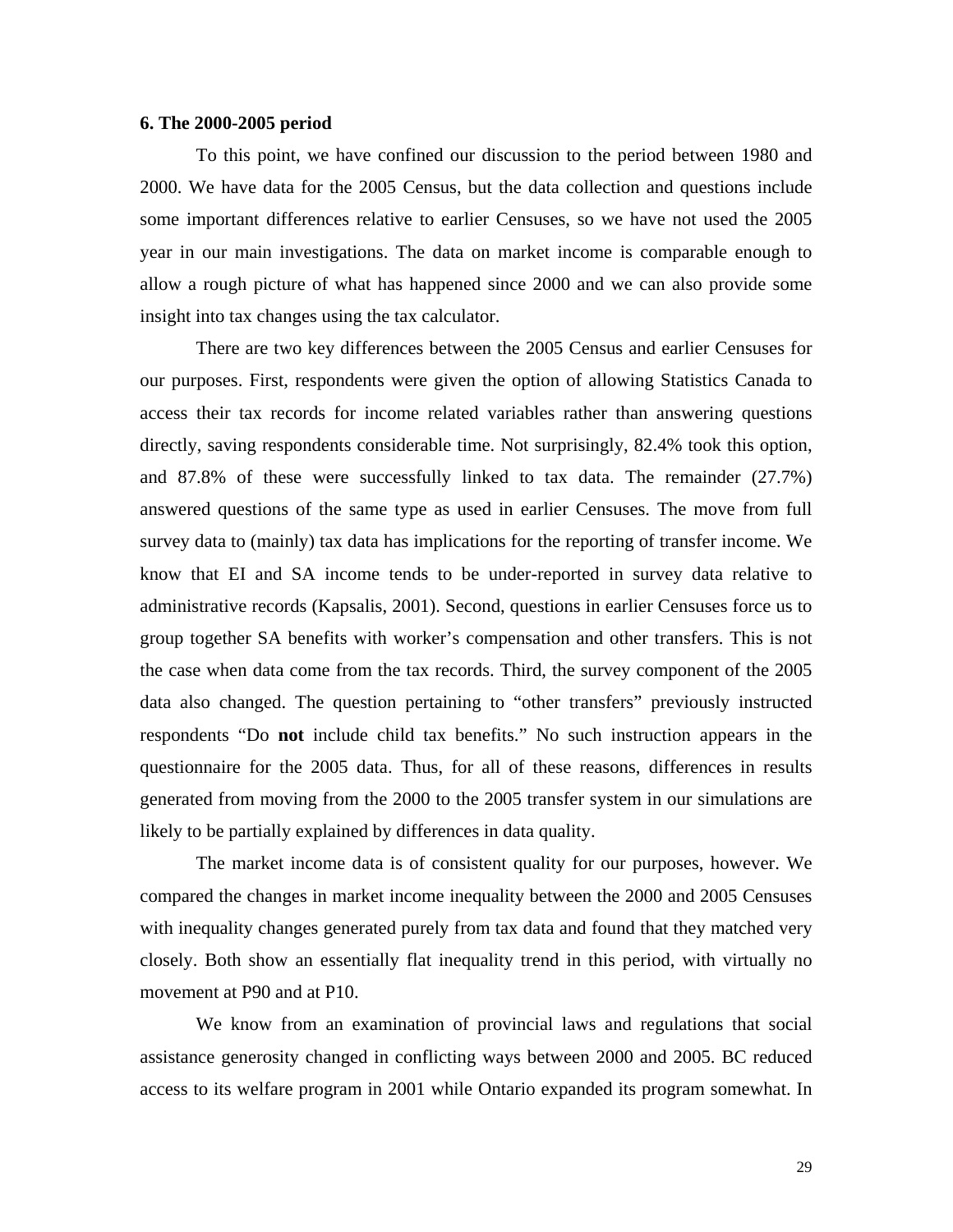## 6. The 2000-2005 period

To this point, we have confined our discussion to the period between 1980 and 2000. We have data for the 2005 Census, but the data collection and questions include some important differences relative to earlier Censuses, so we have not used the 2005 year in our main investigations. The data on market income is comparable enough to allow a rough picture of what has happened since 2000 and we can also provide some insight into tax changes using the tax calculator.

There are two key differences between the 2005 Census and earlier Censuses for our purposes. First, respondents were given the option of allowing Statistics Canada to access their tax records for income related variables rather than answering questions directly, saving respondents considerable time. Not surprisingly, 82.4% took this option, and 87.8% of these were successfully linked to tax data. The remainder (27.7%) answered questions of the same type as used in earlier Censuses. The move from full survey data to (mainly) tax data has implications for the reporting of transfer income. We know that EI and SA income tends to be under-reported in survey data relative to administrative records (Kapsalis, 2001). Second, questions in earlier Censuses force us to group together SA benefits with worker's compensation and other transfers. This is not the case when data come from the tax records. Third, the survey component of the 2005 data also changed. The question pertaining to "other transfers" previously instructed respondents "Do **not** include child tax benefits." No such instruction appears in the questionnaire for the 2005 data. Thus, for all of these reasons, differences in results generated from moving from the 2000 to the 2005 transfer system in our simulations are likely to be partially explained by differences in data quality.

The market income data is of consistent quality for our purposes, however. We compared the changes in market income inequality between the 2000 and 2005 Censuses with inequality changes generated purely from tax data and found that they matched very closely. Both show an essentially flat inequality trend in this period, with virtually no movement at P90 and at P10.

We know from an examination of provincial laws and regulations that social assistance generosity changed in conflicting ways between 2000 and 2005. BC reduced access to its welfare program in 2001 while Ontario expanded its program somewhat. In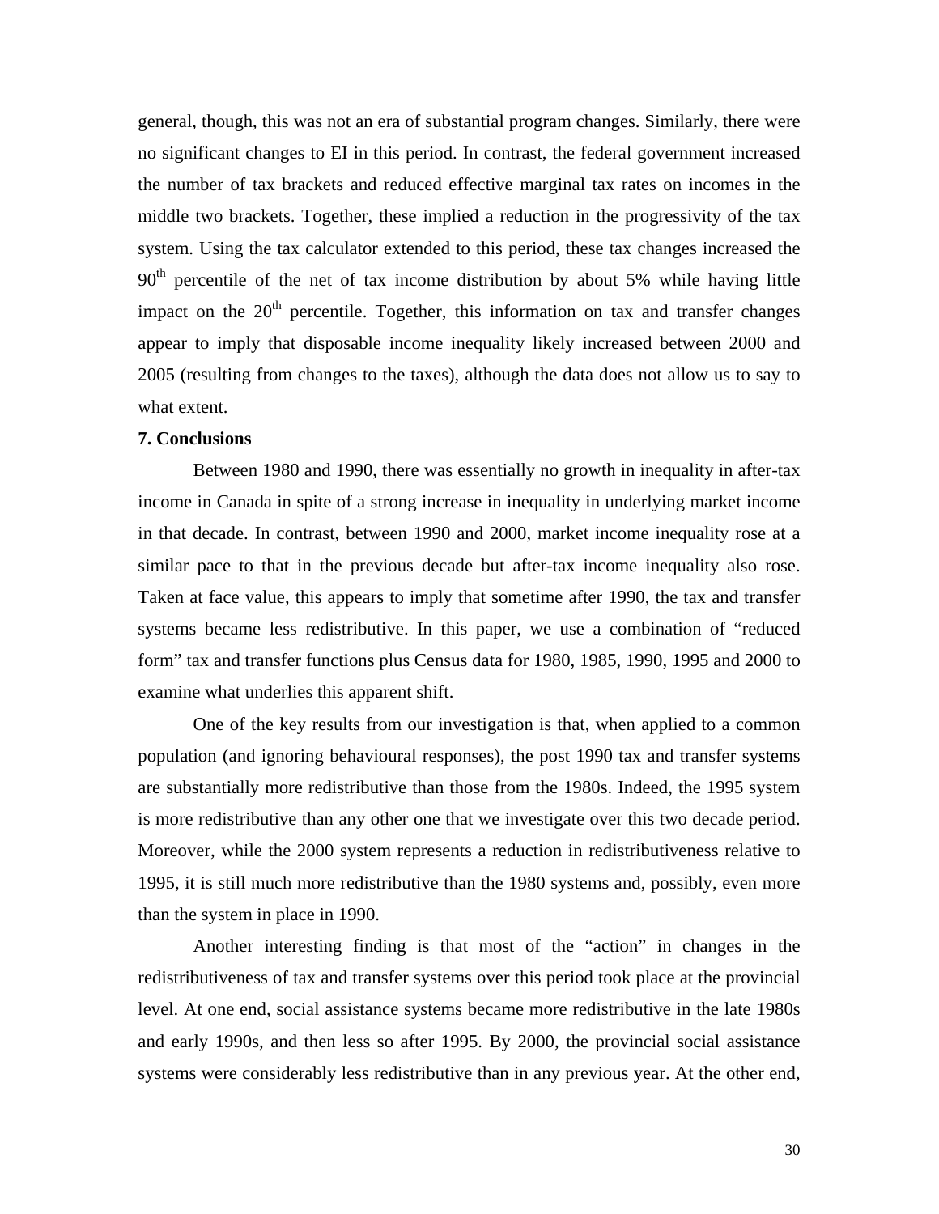general, though, this was not an era of substantial program changes. Similarly, there were no significant changes to EI in this period. In contrast, the federal government increased the number of tax brackets and reduced effective marginal tax rates on incomes in the middle two brackets. Together, these implied a reduction in the progressivity of the tax system. Using the tax calculator extended to this period, these tax changes increased the 90th percentile of the net of tax income distribution by about 5% while having little impact on the 20th percentile. Together, this information on tax and transfer changes appear to imply that disposable income inequality likely increased between 2000 and 2005 (resulting from changes to the taxes), although the data does not allow us to say to what extent.

**7. Conclusions**

Between 1980 and 1990, there was essentially no growth in inequality in after-tax income in Canada in spite of a strong increase in inequality in underlying market income in that decade. In contrast, between 1990 and 2000, market income inequality rose at a similar pace to that in the previous decade but after-tax income inequality also rose. Taken at face value, this appears to imply that sometime after 1990, the tax and transfer systems became less redistributive. In this paper, we use a combination of "reduced form" tax and transfer functions plus Census data for 1980, 1985, 1990, 1995 and 2000 to examine what underlies this apparent shift.

One of the key results from our investigation is that, when applied to a common population (and ignoring behavioural responses), the post 1990 tax and transfer systems are substantially more redistributive than those from the 1980s. Indeed, the 1995 system is more redistributive than any other one that we investigate over this two decade period. Moreover, while the 2000 system represents a reduction in redistributiveness relative to 1995, it is still much more redistributive than the 1980 systems and, possibly, even more than the system in place in 1990.

Another interesting finding is that most of the "action" in changes in the redistributiveness of tax and transfer systems over this period took place at the provincial level. At one end, social assistance systems became more redistributive in the late 1980s and early 1990s, and then less so after 1995. By 2000, the provincial social assistance systems were considerably less redistributive than in any previous year. At the other end,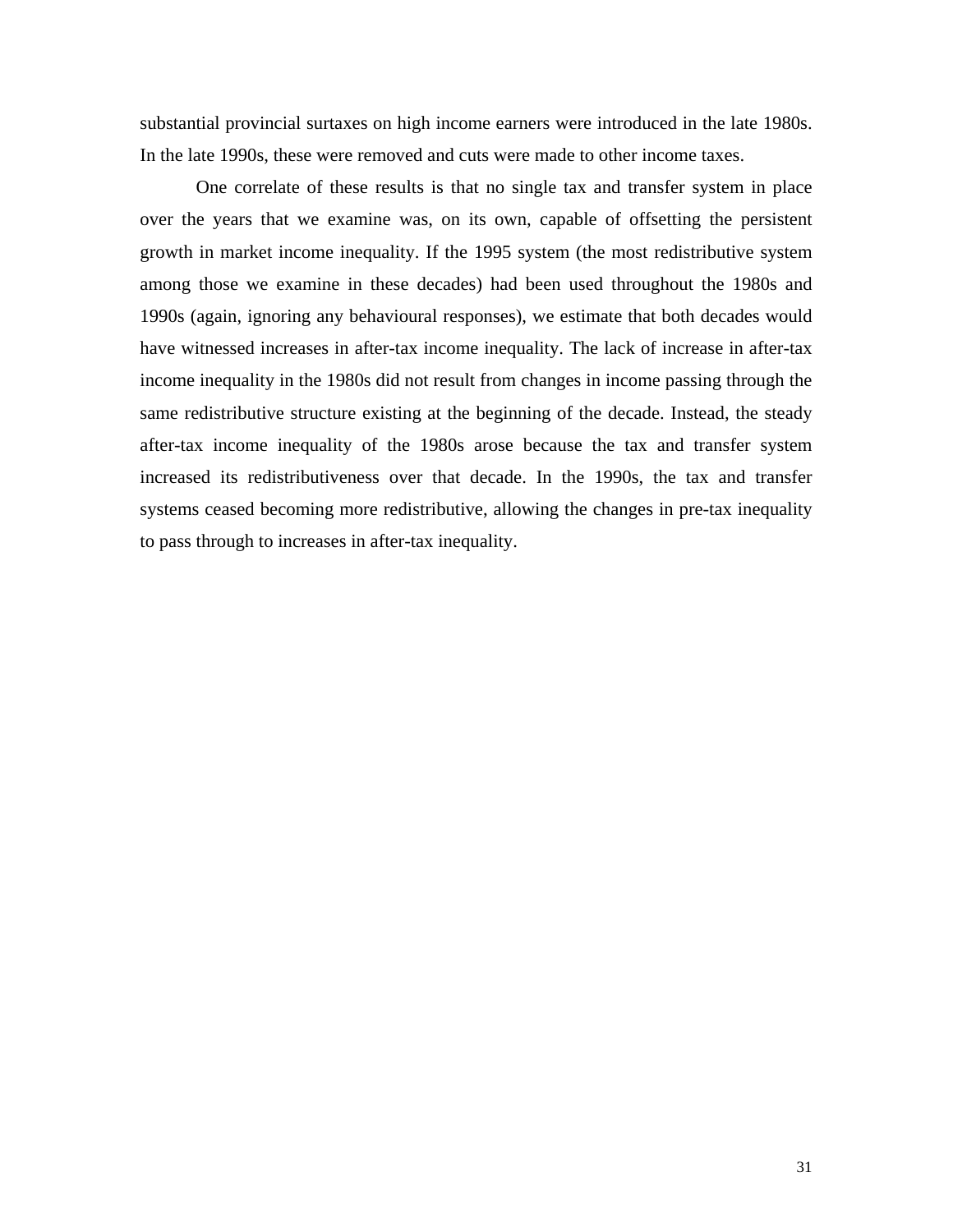substantial provincial surtaxes on high income earners were introduced in the late 1980s. In the late 1990s, these were removed and cuts were made to other income taxes.

One correlate of these results is that no single tax and transfer system in place over the years that we examine was, on its own, capable of offsetting the persistent growth in market income inequality. If the 1995 system (the most redistributive system among those we examine in these decades) had been used throughout the 1980s and 1990s (again, ignoring any behavioural responses), we estimate that both decades would have witnessed increases in after-tax income inequality. The lack of increase in after-tax income inequality in the 1980s did not result from changes in income passing through the same redistributive structure existing at the beginning of the decade. Instead, the steady after-tax income inequality of the 1980s arose because the tax and transfer system increased its redistributiveness over that decade. In the 1990s, the tax and transfer systems ceased becoming more redistributive, allowing the changes in pre-tax inequality to pass through to increases in after-tax inequality.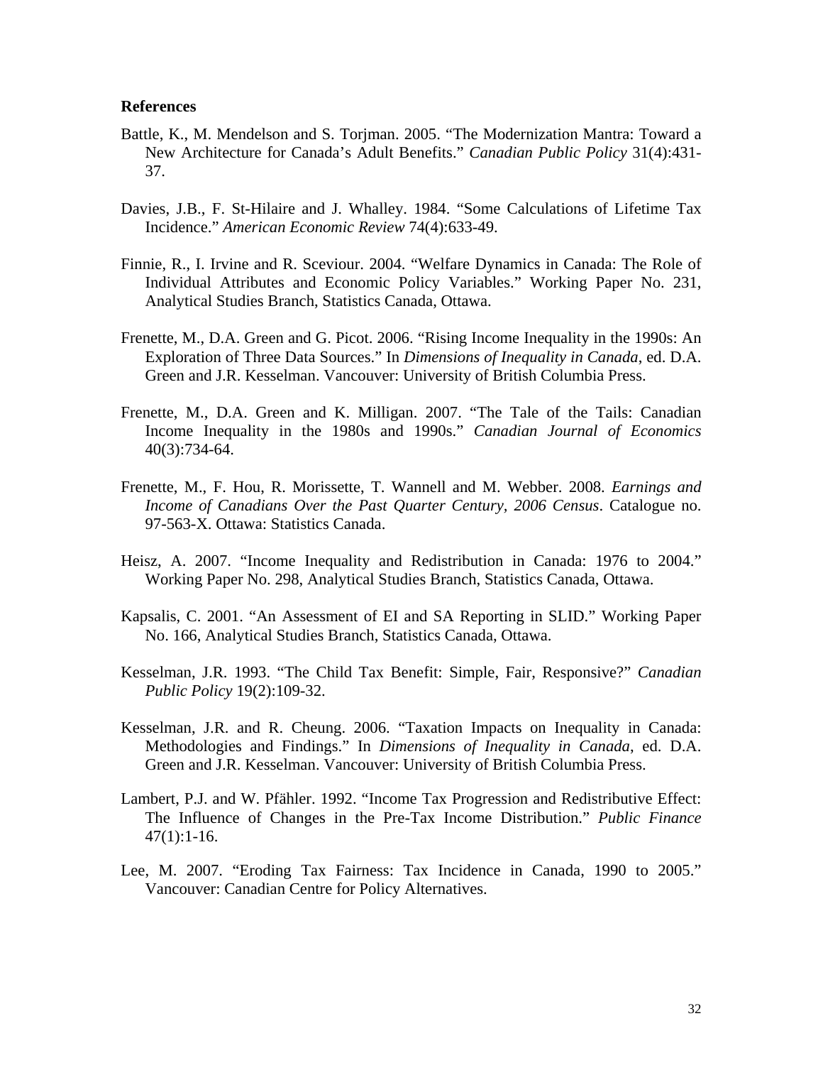**References**

Battle, K., M. Mendelson and S. Torjman. 2005. "The Modernization Mantra: Toward a New Architecture for Canada's Adult Benefits." *Canadian Public Policy* 31(4):431-37.

Davies, J.B., F. St-Hilaire and J. Whalley. 1984. "Some Calculations of Lifetime Tax Incidence." *American Economic Review* 74(4):633-49.

Finnie, R., I. Irvine and R. Sceviour. 2004. "Welfare Dynamics in Canada: The Role of Individual Attributes and Economic Policy Variables." Working Paper No. 231, Analytical Studies Branch, Statistics Canada, Ottawa.

Frenette, M., D.A. Green and G. Picot. 2006. "Rising Income Inequality in the 1990s: An Exploration of Three Data Sources." In *Dimensions of Inequality in Canada*, ed. D.A. Green and J.R. Kesselman. Vancouver: University of British Columbia Press.

Frenette, M., D.A. Green and K. Milligan. 2007. "The Tale of the Tails: Canadian Income Inequality in the 1980s and 1990s." *Canadian Journal of Economics* 40(3):734-64.

Frenette, M., F. Hou, R. Morissette, T. Wannell and M. Webber. 2008. *Earnings and Income of Canadians Over the Past Quarter Century, 2006 Census*. Catalogue no. 97-563-X. Ottawa: Statistics Canada.

Heisz, A. 2007. "Income Inequality and Redistribution in Canada: 1976 to 2004." Working Paper No. 298, Analytical Studies Branch, Statistics Canada, Ottawa.

Kapsalis, C. 2001. "An Assessment of EI and SA Reporting in SLID." Working Paper No. 166, Analytical Studies Branch, Statistics Canada, Ottawa.

Kesselman, J.R. 1993. "The Child Tax Benefit: Simple, Fair, Responsive?" *Canadian Public Policy* 19(2):109-32.

Kesselman, J.R. and R. Cheung. 2006. "Taxation Impacts on Inequality in Canada: Methodologies and Findings." In *Dimensions of Inequality in Canada*, ed. D.A. Green and J.R. Kesselman. Vancouver: University of British Columbia Press.

Lambert, P.J. and W. Pfähler. 1992. "Income Tax Progression and Redistributive Effect: The Influence of Changes in the Pre-Tax Income Distribution." *Public Finance* 47(1):1-16.

Lee, M. 2007. "Eroding Tax Fairness: Tax Incidence in Canada, 1990 to 2005." Vancouver: Canadian Centre for Policy Alternatives.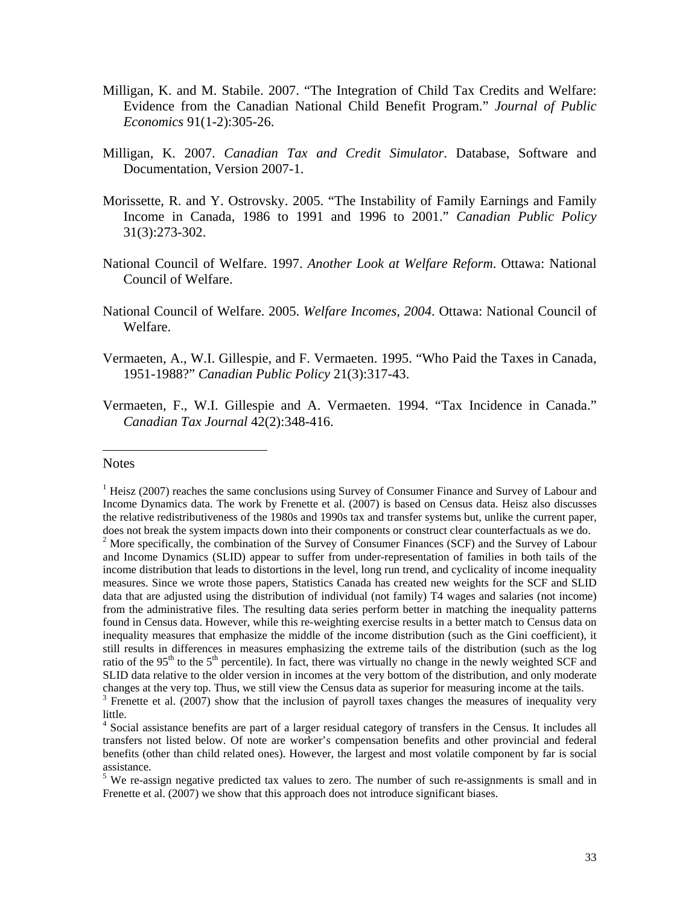Milligan, K. and M. Stabile. 2007. "The Integration of Child Tax Credits and Welfare: Evidence from the Canadian National Child Benefit Program." *Journal of Public Economics* 91(1-2):305-26.

Milligan, K. 2007. *Canadian Tax and Credit Simulator*. Database, Software and Documentation, Version 2007-1.

Morissette, R. and Y. Ostrovsky. 2005. "The Instability of Family Earnings and Family Income in Canada, 1986 to 1991 and 1996 to 2001." *Canadian Public Policy* 31(3):273-302.

National Council of Welfare. 1997. *Another Look at Welfare Reform*. Ottawa: National Council of Welfare.

National Council of Welfare. 2005. *Welfare Incomes, 2004*. Ottawa: National Council of Welfare.

Vermaeten, A., W.I. Gillespie, and F. Vermaeten. 1995. "Who Paid the Taxes in Canada, 1951-1988?" *Canadian Public Policy* 21(3):317-43.

Vermaeten, F., W.I. Gillespie and A. Vermaeten. 1994. "Tax Incidence in Canada." *Canadian Tax Journal* 42(2):348-416.

---

Notes

[1] Heisz (2007) reaches the same conclusions using Survey of Consumer Finance and Survey of Labour and Income Dynamics data. The work by Frenette et al. (2007) is based on Census data. Heisz also discusses the relative redistributiveness of the 1980s and 1990s tax and transfer systems but, unlike the current paper, does not break the system impacts down into their components or construct clear counterfactuals as we do.

[2] More specifically, the combination of the Survey of Consumer Finances (SCF) and the Survey of Labour and Income Dynamics (SLID) appear to suffer from under-representation of families in both tails of the income distribution that leads to distortions in the level, long run trend, and cyclicality of income inequality measures. Since we wrote those papers, Statistics Canada has created new weights for the SCF and SLID data that are adjusted using the distribution of individual (not family) T4 wages and salaries (not income) from the administrative files. The resulting data series perform better in matching the inequality patterns found in Census data. However, while this re-weighting exercise results in a better match to Census data on inequality measures that emphasize the middle of the income distribution (such as the Gini coefficient), it still results in differences in measures emphasizing the extreme tails of the distribution (such as the log ratio of the 95th to the 5th percentile). In fact, there was virtually no change in the newly weighted SCF and SLID data relative to the older version in incomes at the very bottom of the distribution, and only moderate changes at the very top. Thus, we still view the Census data as superior for measuring income at the tails.

[3] Frenette et al. (2007) show that the inclusion of payroll taxes changes the measures of inequality very little.

[4] Social assistance benefits are part of a larger residual category of transfers in the Census. It includes all transfers not listed below. Of note are worker's compensation benefits and other provincial and federal benefits (other than child related ones). However, the largest and most volatile component by far is social assistance.

[5] We re-assign negative predicted tax values to zero. The number of such re-assignments is small and in Frenette et al. (2007) we show that this approach does not introduce significant biases.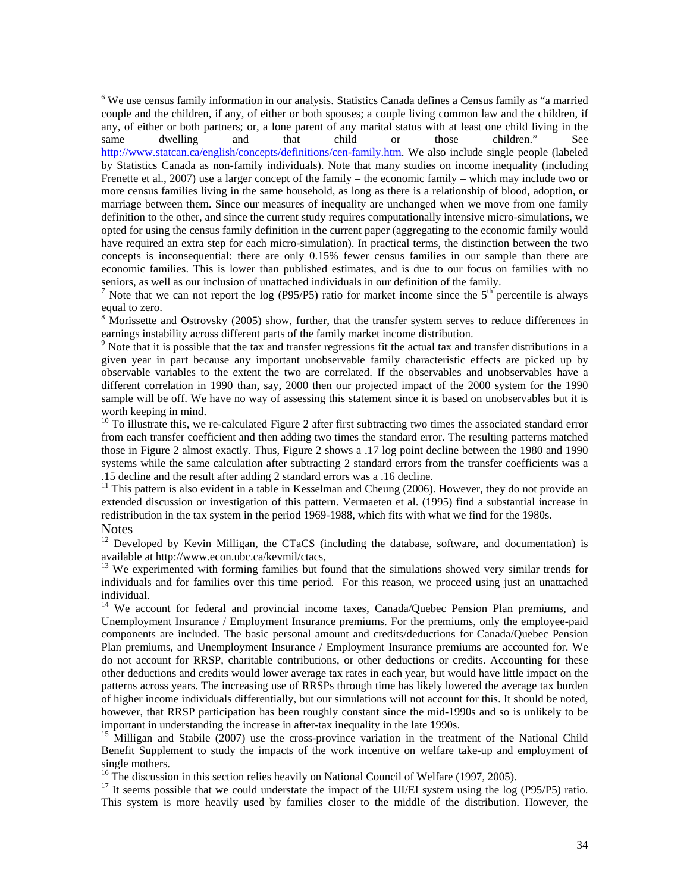[6] We use census family information in our analysis. Statistics Canada defines a Census family as "a married couple and the children, if any, of either or both spouses; a couple living common law and the children, if any, of either or both partners; or, a lone parent of any marital status with at least one child living in the same dwelling and that child or those children." See http://www.statcan.ca/english/concepts/definitions/cen-family.htm. We also include single people (labeled by Statistics Canada as non-family individuals). Note that many studies on income inequality (including Frenette et al., 2007) use a larger concept of the family – the economic family – which may include two or more census families living in the same household, as long as there is a relationship of blood, adoption, or marriage between them. Since our measures of inequality are unchanged when we move from one family definition to the other, and since the current study requires computationally intensive micro-simulations, we opted for using the census family definition in the current paper (aggregating to the economic family would have required an extra step for each micro-simulation). In practical terms, the distinction between the two concepts is inconsequential: there are only 0.15% fewer census families in our sample than there are economic families. This is lower than published estimates, and is due to our focus on families with no seniors, as well as our inclusion of unattached individuals in our definition of the family.

[7] Note that we can not report the log (P95/P5) ratio for market income since the 5th percentile is always equal to zero.

[8] Morissette and Ostrovsky (2005) show, further, that the transfer system serves to reduce differences in earnings instability across different parts of the family market income distribution.

[9] Note that it is possible that the tax and transfer regressions fit the actual tax and transfer distributions in a given year in part because any important unobservable family characteristic effects are picked up by observable variables to the extent the two are correlated. If the observables and unobservables have a different correlation in 1990 than, say, 2000 then our projected impact of the 2000 system for the 1990 sample will be off. We have no way of assessing this statement since it is based on unobservables but it is worth keeping in mind.

[10] To illustrate this, we re-calculated Figure 2 after first subtracting two times the associated standard error from each transfer coefficient and then adding two times the standard error. The resulting patterns matched those in Figure 2 almost exactly. Thus, Figure 2 shows a .17 log point decline between the 1980 and 1990 systems while the same calculation after subtracting 2 standard errors from the transfer coefficients was a .15 decline and the result after adding 2 standard errors was a .16 decline.

[11] This pattern is also evident in a table in Kesselman and Cheung (2006). However, they do not provide an extended discussion or investigation of this pattern. Vermaeten et al. (1995) find a substantial increase in redistribution in the tax system in the period 1969-1988, which fits with what we find for the 1980s.

## Notes

[12] Developed by Kevin Milligan, the CTaCS (including the database, software, and documentation) is available at http://www.econ.ubc.ca/kevmil/ctacs,

[13] We experimented with forming families but found that the simulations showed very similar trends for individuals and for families over this time period. For this reason, we proceed using just an unattached individual.

[14] We account for federal and provincial income taxes, Canada/Quebec Pension Plan premiums, and Unemployment Insurance / Employment Insurance premiums. For the premiums, only the employee-paid components are included. The basic personal amount and credits/deductions for Canada/Quebec Pension Plan premiums, and Unemployment Insurance / Employment Insurance premiums are accounted for. We do not account for RRSP, charitable contributions, or other deductions or credits. Accounting for these other deductions and credits would lower average tax rates in each year, but would have little impact on the patterns across years. The increasing use of RRSPs through time has likely lowered the average tax burden of higher income individuals differentially, but our simulations will not account for this. It should be noted, however, that RRSP participation has been roughly constant since the mid-1990s and so is unlikely to be important in understanding the increase in after-tax inequality in the late 1990s.

[15] Milligan and Stabile (2007) use the cross-province variation in the treatment of the National Child Benefit Supplement to study the impacts of the work incentive on welfare take-up and employment of single mothers.

[16] The discussion in this section relies heavily on National Council of Welfare (1997, 2005).

[17] It seems possible that we could understate the impact of the UI/EI system using the log (P95/P5) ratio. This system is more heavily used by families closer to the middle of the distribution. However, the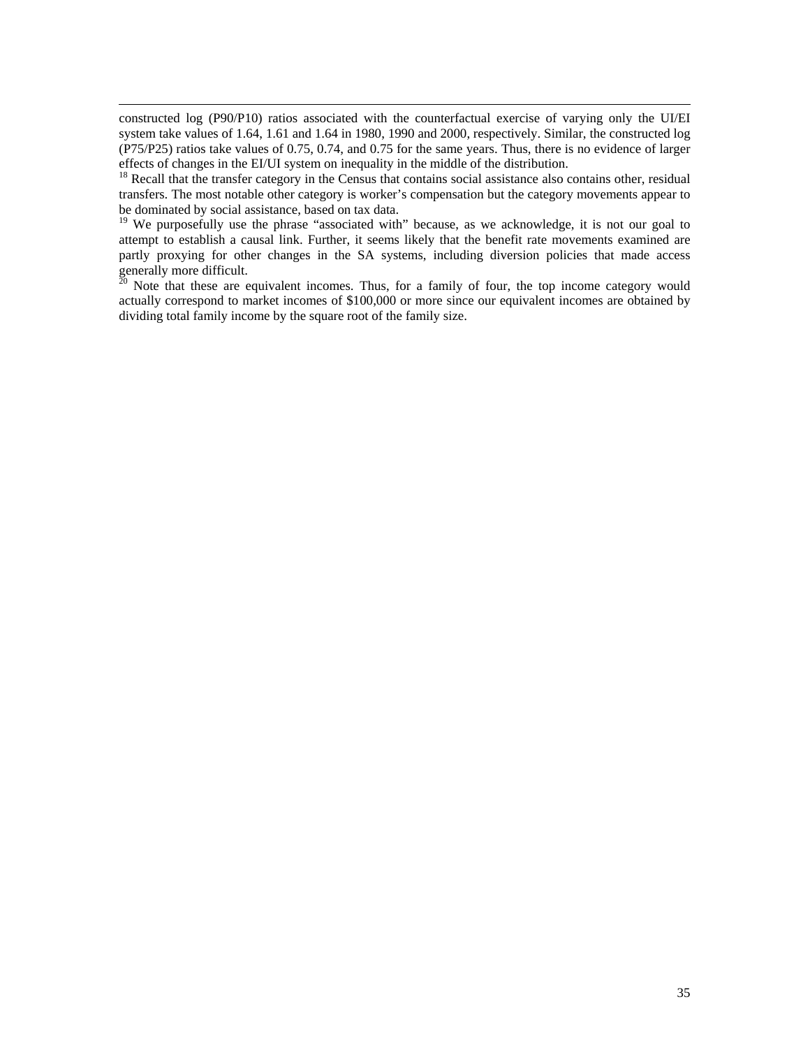constructed log (P90/P10) ratios associated with the counterfactual exercise of varying only the UI/EI system take values of 1.64, 1.61 and 1.64 in 1980, 1990 and 2000, respectively. Similar, the constructed log (P75/P25) ratios take values of 0.75, 0.74, and 0.75 for the same years. Thus, there is no evidence of larger effects of changes in the EI/UI system on inequality in the middle of the distribution.

[18] Recall that the transfer category in the Census that contains social assistance also contains other, residual transfers. The most notable other category is worker's compensation but the category movements appear to be dominated by social assistance, based on tax data.

[19] We purposefully use the phrase "associated with" because, as we acknowledge, it is not our goal to attempt to establish a causal link. Further, it seems likely that the benefit rate movements examined are partly proxying for other changes in the SA systems, including diversion policies that made access generally more difficult.

[20] Note that these are equivalent incomes. Thus, for a family of four, the top income category would actually correspond to market incomes of $100,000 or more since our equivalent incomes are obtained by dividing total family income by the square root of the family size.